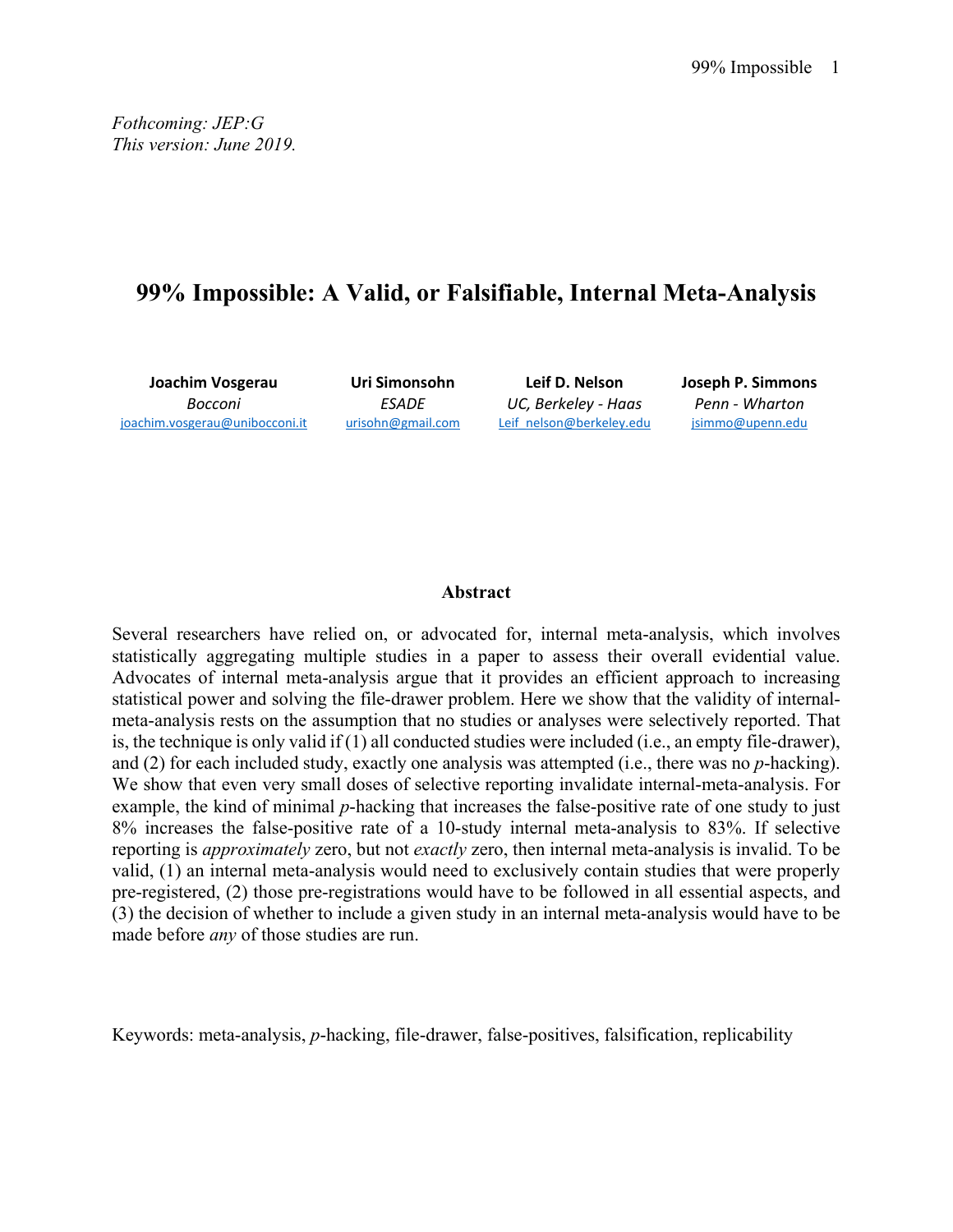*Fothcoming: JEP:G*
*This version: June 2019.*

# 99% Impossible: A Valid, or Falsifiable, Internal Meta-Analysis

| **Joachim Vosgerau** | **Uri Simonsohn** | **Leif D. Nelson** | **Joseph P. Simmons** |
|---|---|---|---|
| *Bocconi* | *ESADE* | *UC, Berkeley - Haas* | *Penn - Wharton* |
| joachim.vosgerau@unibocconi.it | urisohn@gmail.com | Leif_nelson@berkeley.edu | jsimmo@upenn.edu |

## Abstract

Several researchers have relied on, or advocated for, internal meta-analysis, which involves statistically aggregating multiple studies in a paper to assess their overall evidential value. Advocates of internal meta-analysis argue that it provides an efficient approach to increasing statistical power and solving the file-drawer problem. Here we show that the validity of internal-meta-analysis rests on the assumption that no studies or analyses were selectively reported. That is, the technique is only valid if (1) all conducted studies were included (i.e., an empty file-drawer), and (2) for each included study, exactly one analysis was attempted (i.e., there was no *p*-hacking). We show that even very small doses of selective reporting invalidate internal-meta-analysis. For example, the kind of minimal *p*-hacking that increases the false-positive rate of one study to just 8% increases the false-positive rate of a 10-study internal meta-analysis to 83%. If selective reporting is *approximately* zero, but not *exactly* zero, then internal meta-analysis is invalid. To be valid, (1) an internal meta-analysis would need to exclusively contain studies that were properly pre-registered, (2) those pre-registrations would have to be followed in all essential aspects, and (3) the decision of whether to include a given study in an internal meta-analysis would have to be made before *any* of those studies are run.

Keywords: meta-analysis, *p*-hacking, file-drawer, false-positives, falsification, replicability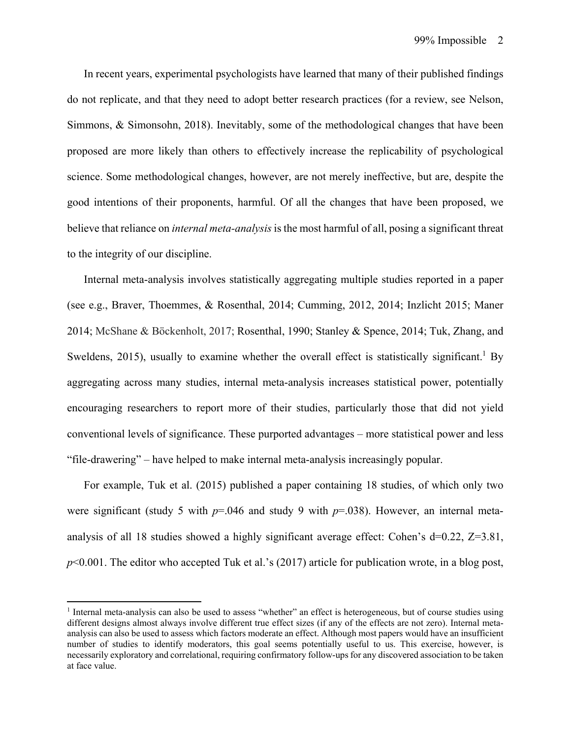In recent years, experimental psychologists have learned that many of their published findings do not replicate, and that they need to adopt better research practices (for a review, see Nelson, Simmons, & Simonsohn, 2018). Inevitably, some of the methodological changes that have been proposed are more likely than others to effectively increase the replicability of psychological science. Some methodological changes, however, are not merely ineffective, but are, despite the good intentions of their proponents, harmful. Of all the changes that have been proposed, we believe that reliance on *internal meta-analysis* is the most harmful of all, posing a significant threat to the integrity of our discipline.

Internal meta-analysis involves statistically aggregating multiple studies reported in a paper (see e.g., Braver, Thoemmes, & Rosenthal, 2014; Cumming, 2012, 2014; Inzlicht 2015; Maner 2014; McShane & Böckenholt, 2017; Rosenthal, 1990; Stanley & Spence, 2014; Tuk, Zhang, and Sweldens, 2015), usually to examine whether the overall effect is statistically significant.[1] By aggregating across many studies, internal meta-analysis increases statistical power, potentially encouraging researchers to report more of their studies, particularly those that did not yield conventional levels of significance. These purported advantages – more statistical power and less "file-drawering" – have helped to make internal meta-analysis increasingly popular.

For example, Tuk et al. (2015) published a paper containing 18 studies, of which only two were significant (study 5 with $p$=.046 and study 9 with $p$=.038). However, an internal meta-analysis of all 18 studies showed a highly significant average effect: Cohen's d=0.22, Z=3.81, $p$<0.001. The editor who accepted Tuk et al.'s (2017) article for publication wrote, in a blog post,

[1] Internal meta-analysis can also be used to assess "whether" an effect is heterogeneous, but of course studies using different designs almost always involve different true effect sizes (if any of the effects are not zero). Internal meta-analysis can also be used to assess which factors moderate an effect. Although most papers would have an insufficient number of studies to identify moderators, this goal seems potentially useful to us. This exercise, however, is necessarily exploratory and correlational, requiring confirmatory follow-ups for any discovered association to be taken at face value.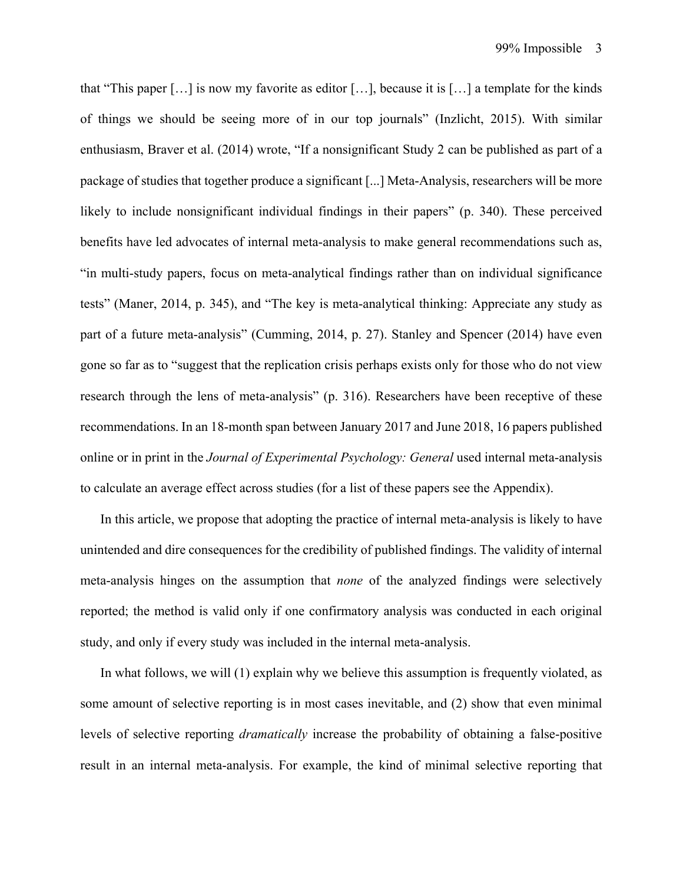that "This paper […] is now my favorite as editor […], because it is […] a template for the kinds of things we should be seeing more of in our top journals" (Inzlicht, 2015). With similar enthusiasm, Braver et al. (2014) wrote, "If a nonsignificant Study 2 can be published as part of a package of studies that together produce a significant [...] Meta-Analysis, researchers will be more likely to include nonsignificant individual findings in their papers" (p. 340). These perceived benefits have led advocates of internal meta-analysis to make general recommendations such as, "in multi-study papers, focus on meta-analytical findings rather than on individual significance tests" (Maner, 2014, p. 345), and "The key is meta-analytical thinking: Appreciate any study as part of a future meta-analysis" (Cumming, 2014, p. 27). Stanley and Spencer (2014) have even gone so far as to "suggest that the replication crisis perhaps exists only for those who do not view research through the lens of meta-analysis" (p. 316). Researchers have been receptive of these recommendations. In an 18-month span between January 2017 and June 2018, 16 papers published online or in print in the *Journal of Experimental Psychology: General* used internal meta-analysis to calculate an average effect across studies (for a list of these papers see the Appendix).

In this article, we propose that adopting the practice of internal meta-analysis is likely to have unintended and dire consequences for the credibility of published findings. The validity of internal meta-analysis hinges on the assumption that *none* of the analyzed findings were selectively reported; the method is valid only if one confirmatory analysis was conducted in each original study, and only if every study was included in the internal meta-analysis.

In what follows, we will (1) explain why we believe this assumption is frequently violated, as some amount of selective reporting is in most cases inevitable, and (2) show that even minimal levels of selective reporting *dramatically* increase the probability of obtaining a false-positive result in an internal meta-analysis. For example, the kind of minimal selective reporting that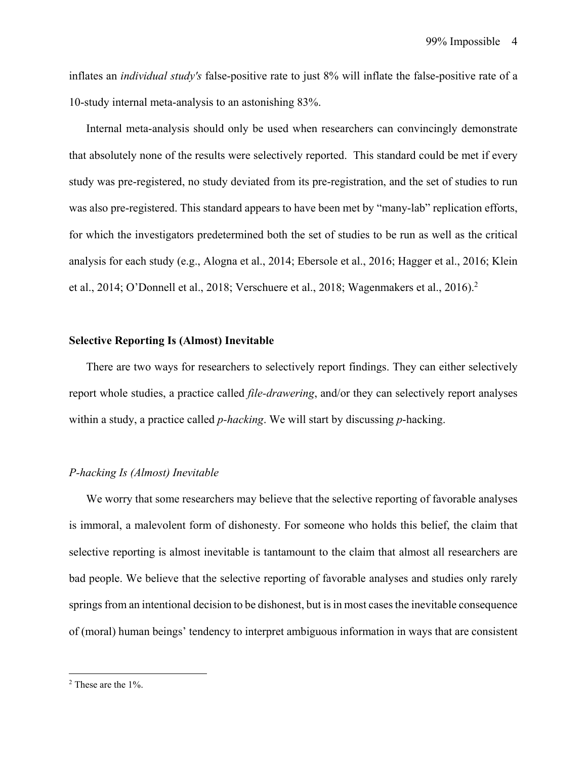inflates an *individual study's* false-positive rate to just 8% will inflate the false-positive rate of a 10-study internal meta-analysis to an astonishing 83%.

Internal meta-analysis should only be used when researchers can convincingly demonstrate that absolutely none of the results were selectively reported. This standard could be met if every study was pre-registered, no study deviated from its pre-registration, and the set of studies to run was also pre-registered. This standard appears to have been met by "many-lab" replication efforts, for which the investigators predetermined both the set of studies to be run as well as the critical analysis for each study (e.g., Alogna et al., 2014; Ebersole et al., 2016; Hagger et al., 2016; Klein et al., 2014; O'Donnell et al., 2018; Verschuere et al., 2018; Wagenmakers et al., 2016).[2]

**Selective Reporting Is (Almost) Inevitable**

There are two ways for researchers to selectively report findings. They can either selectively report whole studies, a practice called *file-drawering*, and/or they can selectively report analyses within a study, a practice called *p-hacking*. We will start by discussing *p*-hacking.

*P-hacking Is (Almost) Inevitable*

We worry that some researchers may believe that the selective reporting of favorable analyses is immoral, a malevolent form of dishonesty. For someone who holds this belief, the claim that selective reporting is almost inevitable is tantamount to the claim that almost all researchers are bad people. We believe that the selective reporting of favorable analyses and studies only rarely springs from an intentional decision to be dishonest, but is in most cases the inevitable consequence of (moral) human beings' tendency to interpret ambiguous information in ways that are consistent

[2] These are the 1%.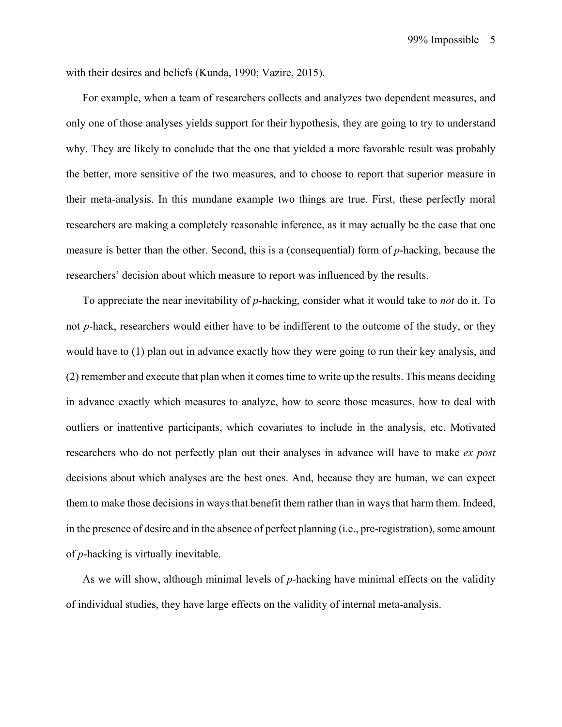with their desires and beliefs (Kunda, 1990; Vazire, 2015).

For example, when a team of researchers collects and analyzes two dependent measures, and only one of those analyses yields support for their hypothesis, they are going to try to understand why. They are likely to conclude that the one that yielded a more favorable result was probably the better, more sensitive of the two measures, and to choose to report that superior measure in their meta-analysis. In this mundane example two things are true. First, these perfectly moral researchers are making a completely reasonable inference, as it may actually be the case that one measure is better than the other. Second, this is a (consequential) form of *p*-hacking, because the researchers' decision about which measure to report was influenced by the results.

To appreciate the near inevitability of *p*-hacking, consider what it would take to *not* do it. To not *p*-hack, researchers would either have to be indifferent to the outcome of the study, or they would have to (1) plan out in advance exactly how they were going to run their key analysis, and (2) remember and execute that plan when it comes time to write up the results. This means deciding in advance exactly which measures to analyze, how to score those measures, how to deal with outliers or inattentive participants, which covariates to include in the analysis, etc. Motivated researchers who do not perfectly plan out their analyses in advance will have to make *ex post* decisions about which analyses are the best ones. And, because they are human, we can expect them to make those decisions in ways that benefit them rather than in ways that harm them. Indeed, in the presence of desire and in the absence of perfect planning (i.e., pre-registration), some amount of *p*-hacking is virtually inevitable.

As we will show, although minimal levels of *p*-hacking have minimal effects on the validity of individual studies, they have large effects on the validity of internal meta-analysis.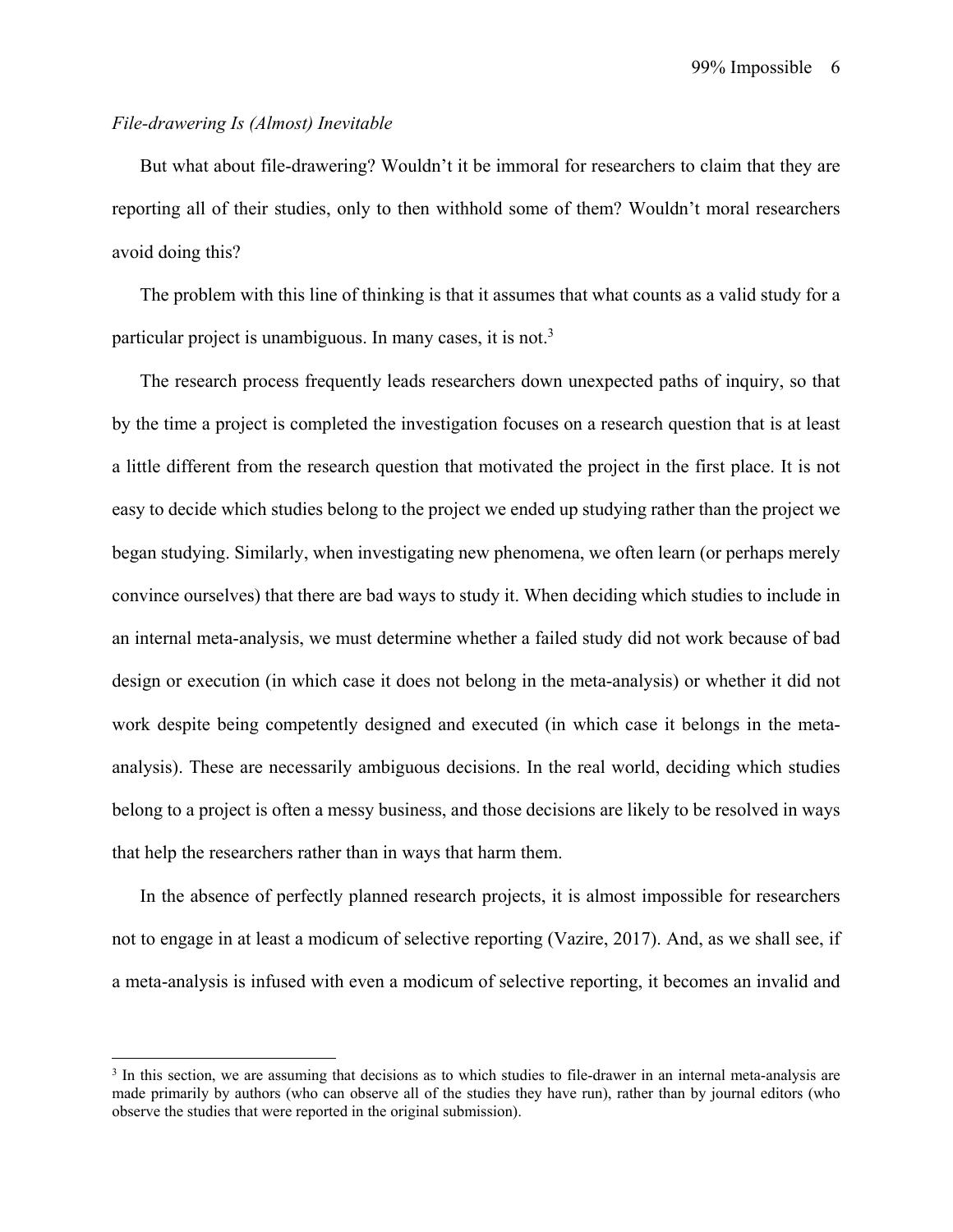*File-drawering Is (Almost) Inevitable*

But what about file-drawering? Wouldn't it be immoral for researchers to claim that they are reporting all of their studies, only to then withhold some of them? Wouldn't moral researchers avoid doing this?

The problem with this line of thinking is that it assumes that what counts as a valid study for a particular project is unambiguous. In many cases, it is not.[3]

The research process frequently leads researchers down unexpected paths of inquiry, so that by the time a project is completed the investigation focuses on a research question that is at least a little different from the research question that motivated the project in the first place. It is not easy to decide which studies belong to the project we ended up studying rather than the project we began studying. Similarly, when investigating new phenomena, we often learn (or perhaps merely convince ourselves) that there are bad ways to study it. When deciding which studies to include in an internal meta-analysis, we must determine whether a failed study did not work because of bad design or execution (in which case it does not belong in the meta-analysis) or whether it did not work despite being competently designed and executed (in which case it belongs in the meta-analysis). These are necessarily ambiguous decisions. In the real world, deciding which studies belong to a project is often a messy business, and those decisions are likely to be resolved in ways that help the researchers rather than in ways that harm them.

In the absence of perfectly planned research projects, it is almost impossible for researchers not to engage in at least a modicum of selective reporting (Vazire, 2017). And, as we shall see, if a meta-analysis is infused with even a modicum of selective reporting, it becomes an invalid and

[3] In this section, we are assuming that decisions as to which studies to file-drawer in an internal meta-analysis are made primarily by authors (who can observe all of the studies they have run), rather than by journal editors (who observe the studies that were reported in the original submission).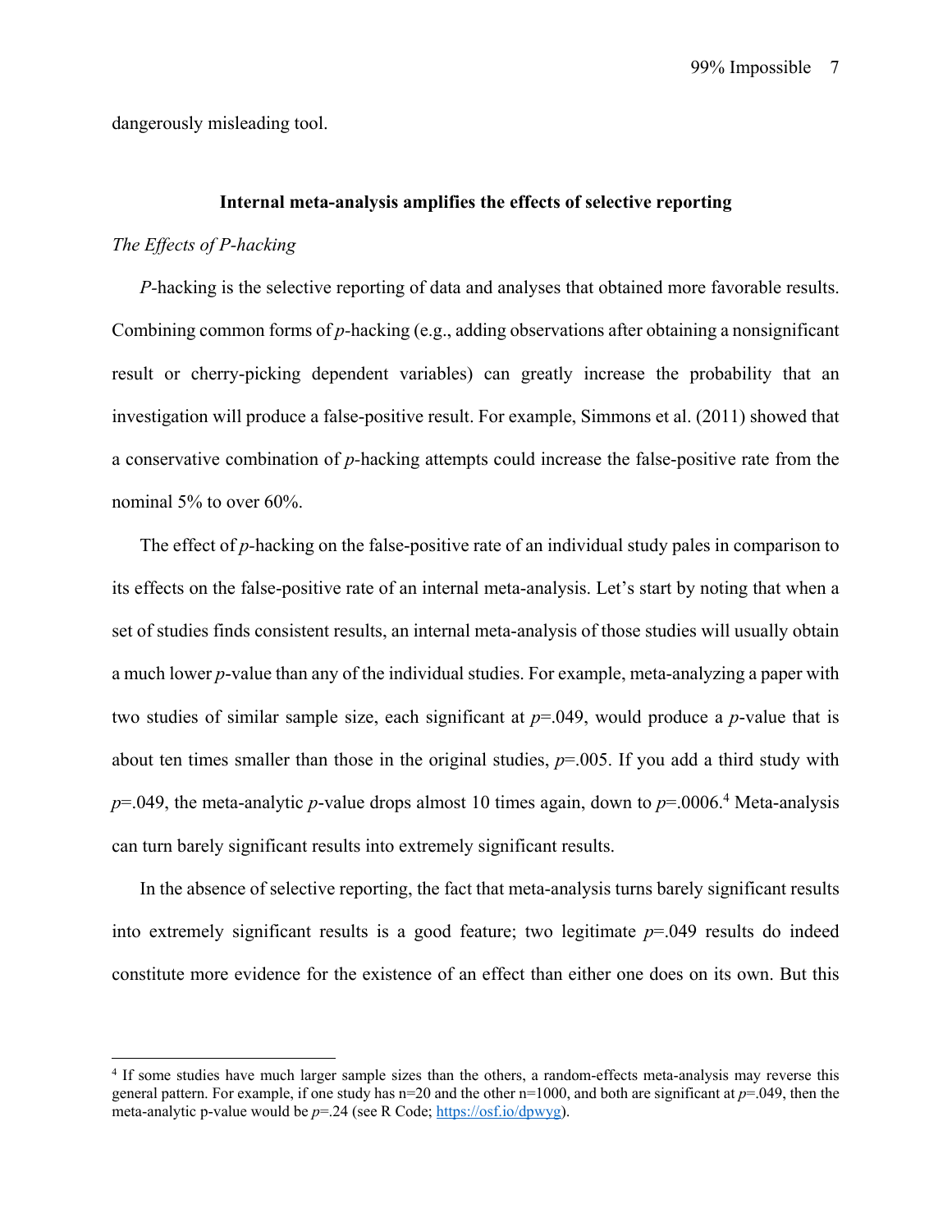dangerously misleading tool.

## Internal meta-analysis amplifies the effects of selective reporting

### *The Effects of P-hacking*

*P*-hacking is the selective reporting of data and analyses that obtained more favorable results. Combining common forms of *p*-hacking (e.g., adding observations after obtaining a nonsignificant result or cherry-picking dependent variables) can greatly increase the probability that an investigation will produce a false-positive result. For example, Simmons et al. (2011) showed that a conservative combination of *p*-hacking attempts could increase the false-positive rate from the nominal 5% to over 60%.

The effect of *p*-hacking on the false-positive rate of an individual study pales in comparison to its effects on the false-positive rate of an internal meta-analysis. Let's start by noting that when a set of studies finds consistent results, an internal meta-analysis of those studies will usually obtain a much lower *p*-value than any of the individual studies. For example, meta-analyzing a paper with two studies of similar sample size, each significant at $p$=.049, would produce a *p*-value that is about ten times smaller than those in the original studies, $p$=.005. If you add a third study with $p$=.049, the meta-analytic *p*-value drops almost 10 times again, down to $p$=.0006.[4] Meta-analysis can turn barely significant results into extremely significant results.

In the absence of selective reporting, the fact that meta-analysis turns barely significant results into extremely significant results is a good feature; two legitimate $p$=.049 results do indeed constitute more evidence for the existence of an effect than either one does on its own. But this

[4] If some studies have much larger sample sizes than the others, a random-effects meta-analysis may reverse this general pattern. For example, if one study has n=20 and the other n=1000, and both are significant at $p$=.049, then the meta-analytic p-value would be $p$=.24 (see R Code; https://osf.io/dpwyg).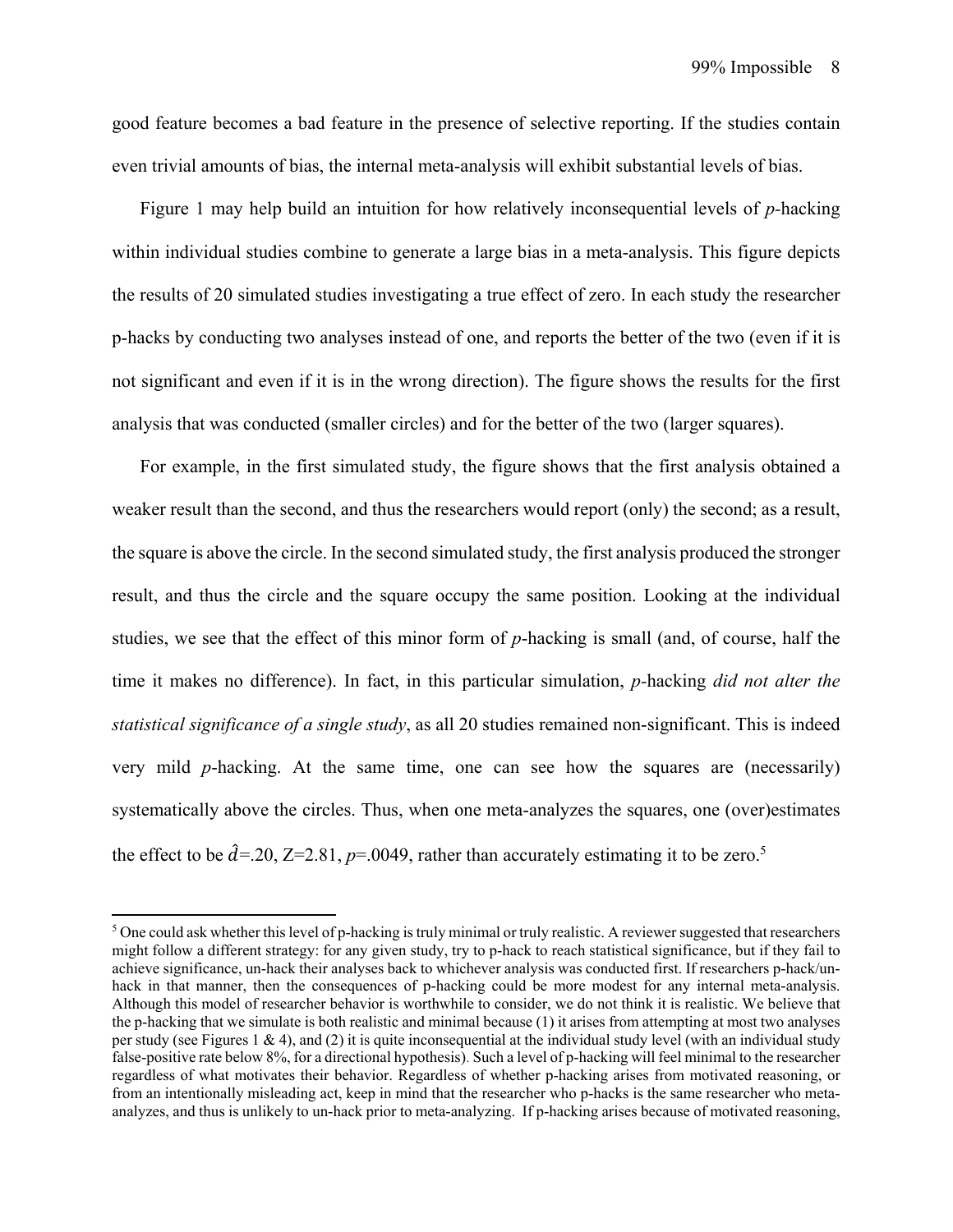good feature becomes a bad feature in the presence of selective reporting. If the studies contain even trivial amounts of bias, the internal meta-analysis will exhibit substantial levels of bias.

Figure 1 may help build an intuition for how relatively inconsequential levels of *p*-hacking within individual studies combine to generate a large bias in a meta-analysis. This figure depicts the results of 20 simulated studies investigating a true effect of zero. In each study the researcher p-hacks by conducting two analyses instead of one, and reports the better of the two (even if it is not significant and even if it is in the wrong direction). The figure shows the results for the first analysis that was conducted (smaller circles) and for the better of the two (larger squares).

For example, in the first simulated study, the figure shows that the first analysis obtained a weaker result than the second, and thus the researchers would report (only) the second; as a result, the square is above the circle. In the second simulated study, the first analysis produced the stronger result, and thus the circle and the square occupy the same position. Looking at the individual studies, we see that the effect of this minor form of *p*-hacking is small (and, of course, half the time it makes no difference). In fact, in this particular simulation, *p*-hacking *did not alter the statistical significance of a single study*, as all 20 studies remained non-significant. This is indeed very mild *p*-hacking. At the same time, one can see how the squares are (necessarily) systematically above the circles. Thus, when one meta-analyzes the squares, one (over)estimates the effect to be $\hat{d}$=.20, Z=2.81, *p*=.0049, rather than accurately estimating it to be zero.[5]

[5] One could ask whether this level of p-hacking is truly minimal or truly realistic. A reviewer suggested that researchers might follow a different strategy: for any given study, try to p-hack to reach statistical significance, but if they fail to achieve significance, un-hack their analyses back to whichever analysis was conducted first. If researchers p-hack/un-hack in that manner, then the consequences of p-hacking could be more modest for any internal meta-analysis. Although this model of researcher behavior is worthwhile to consider, we do not think it is realistic. We believe that the p-hacking that we simulate is both realistic and minimal because (1) it arises from attempting at most two analyses per study (see Figures 1 & 4), and (2) it is quite inconsequential at the individual study level (with an individual study false-positive rate below 8%, for a directional hypothesis). Such a level of p-hacking will feel minimal to the researcher regardless of what motivates their behavior. Regardless of whether p-hacking arises from motivated reasoning, or from an intentionally misleading act, keep in mind that the researcher who p-hacks is the same researcher who meta-analyzes, and thus is unlikely to un-hack prior to meta-analyzing. If p-hacking arises because of motivated reasoning,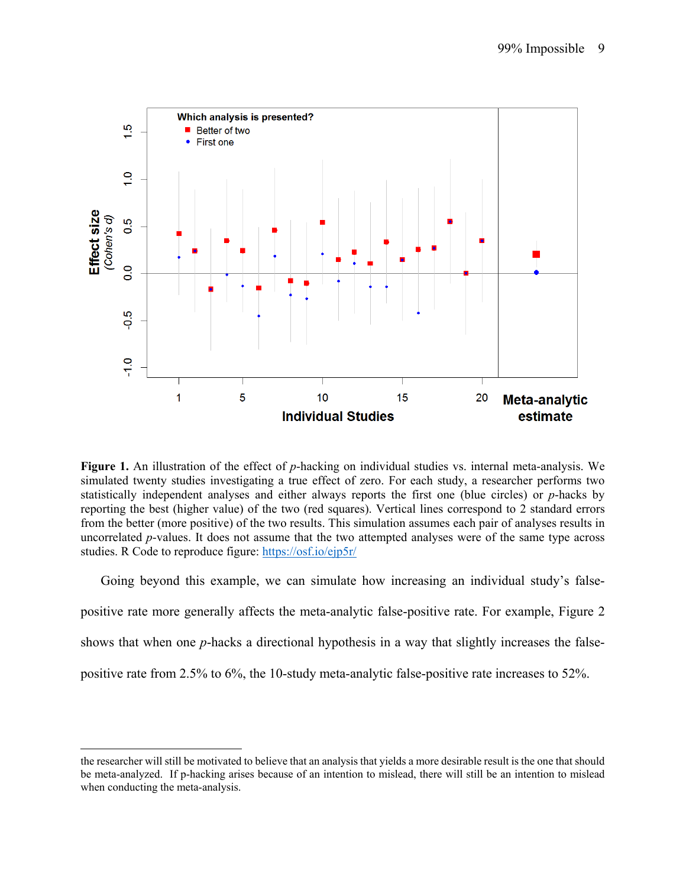**Figure 1.** An illustration of the effect of *p*-hacking on individual studies vs. internal meta-analysis. We simulated twenty studies investigating a true effect of zero. For each study, a researcher performs two statistically independent analyses and either always reports the first one (blue circles) or *p*-hacks by reporting the best (higher value) of the two (red squares). Vertical lines correspond to 2 standard errors from the better (more positive) of the two results. This simulation assumes each pair of analyses results in uncorrelated *p*-values. It does not assume that the two attempted analyses were of the same type across studies. R Code to reproduce figure: https://osf.io/ejp5r/

Going beyond this example, we can simulate how increasing an individual study's false-positive rate more generally affects the meta-analytic false-positive rate. For example, Figure 2 shows that when one *p*-hacks a directional hypothesis in a way that slightly increases the false-positive rate from 2.5% to 6%, the 10-study meta-analytic false-positive rate increases to 52%.

the researcher will still be motivated to believe that an analysis that yields a more desirable result is the one that should be meta-analyzed. If p-hacking arises because of an intention to mislead, there will still be an intention to mislead when conducting the meta-analysis.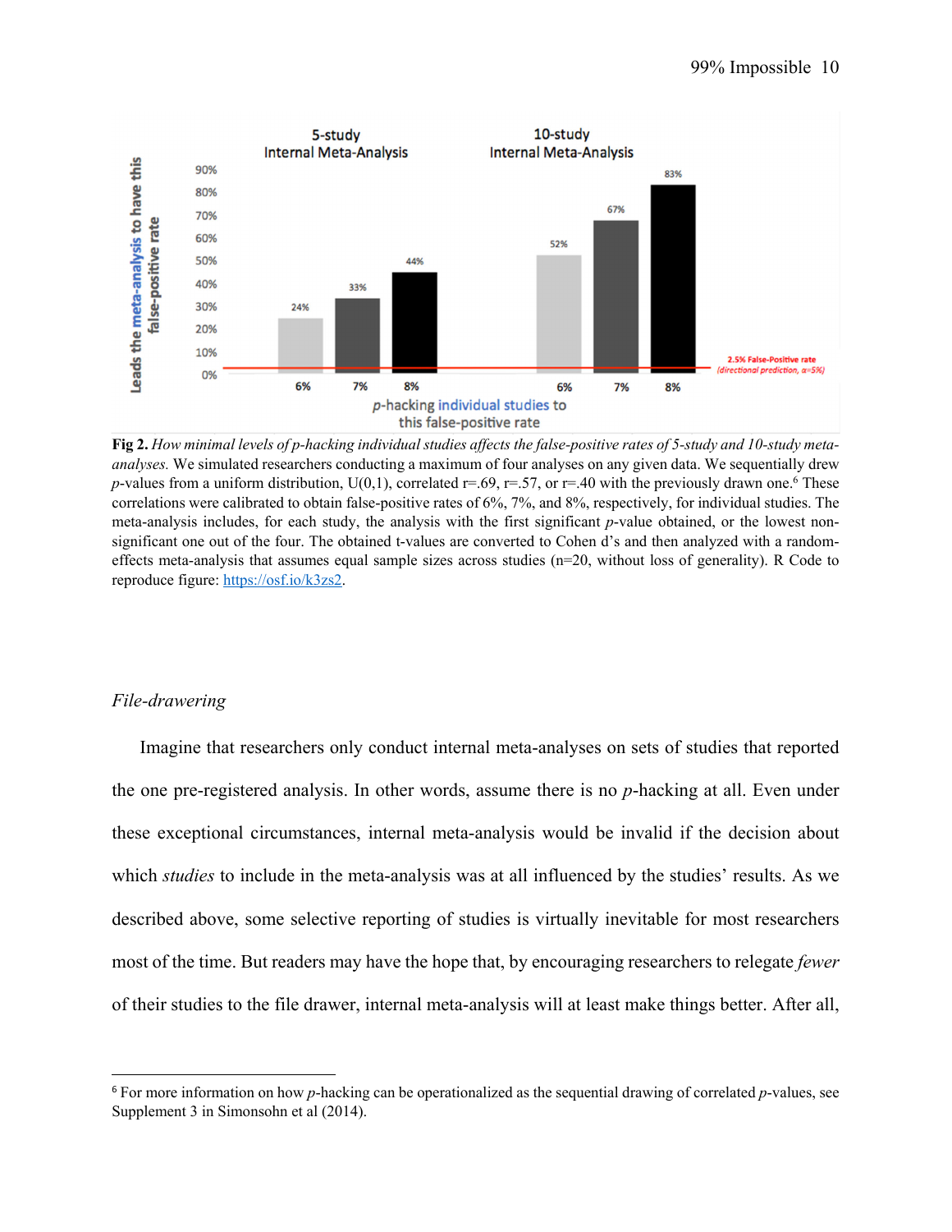**Fig 2.** *How minimal levels of p-hacking individual studies affects the false-positive rates of 5-study and 10-study meta-analyses.* We simulated researchers conducting a maximum of four analyses on any given data. We sequentially drew *p*-values from a uniform distribution, U(0,1), correlated r=.69, r=.57, or r=.40 with the previously drawn one.[6] These correlations were calibrated to obtain false-positive rates of 6%, 7%, and 8%, respectively, for individual studies. The meta-analysis includes, for each study, the analysis with the first significant *p*-value obtained, or the lowest non-significant one out of the four. The obtained t-values are converted to Cohen d's and then analyzed with a random-effects meta-analysis that assumes equal sample sizes across studies (n=20, without loss of generality). R Code to reproduce figure: https://osf.io/k3zs2.

### *File-drawering*

Imagine that researchers only conduct internal meta-analyses on sets of studies that reported the one pre-registered analysis. In other words, assume there is no *p*-hacking at all. Even under these exceptional circumstances, internal meta-analysis would be invalid if the decision about which *studies* to include in the meta-analysis was at all influenced by the studies' results. As we described above, some selective reporting of studies is virtually inevitable for most researchers most of the time. But readers may have the hope that, by encouraging researchers to relegate *fewer* of their studies to the file drawer, internal meta-analysis will at least make things better. After all,

[6] For more information on how *p*-hacking can be operationalized as the sequential drawing of correlated *p*-values, see Supplement 3 in Simonsohn et al (2014).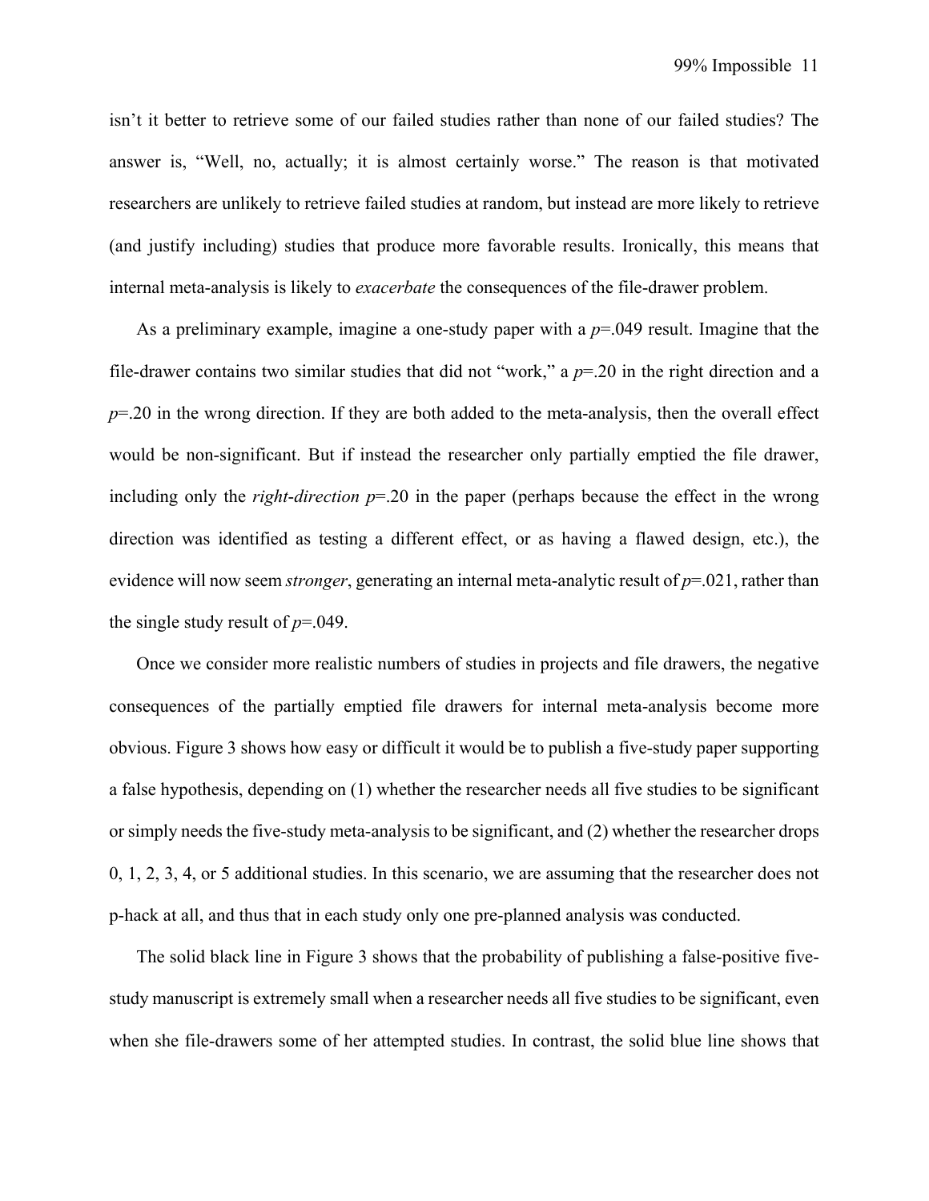isn't it better to retrieve some of our failed studies rather than none of our failed studies? The answer is, "Well, no, actually; it is almost certainly worse." The reason is that motivated researchers are unlikely to retrieve failed studies at random, but instead are more likely to retrieve (and justify including) studies that produce more favorable results. Ironically, this means that internal meta-analysis is likely to *exacerbate* the consequences of the file-drawer problem.

As a preliminary example, imagine a one-study paper with a $p$=.049 result. Imagine that the file-drawer contains two similar studies that did not "work," a $p$=.20 in the right direction and a $p$=.20 in the wrong direction. If they are both added to the meta-analysis, then the overall effect would be non-significant. But if instead the researcher only partially emptied the file drawer, including only the *right-direction* $p$=.20 in the paper (perhaps because the effect in the wrong direction was identified as testing a different effect, or as having a flawed design, etc.), the evidence will now seem *stronger*, generating an internal meta-analytic result of $p$=.021, rather than the single study result of $p$=.049.

Once we consider more realistic numbers of studies in projects and file drawers, the negative consequences of the partially emptied file drawers for internal meta-analysis become more obvious. Figure 3 shows how easy or difficult it would be to publish a five-study paper supporting a false hypothesis, depending on (1) whether the researcher needs all five studies to be significant or simply needs the five-study meta-analysis to be significant, and (2) whether the researcher drops 0, 1, 2, 3, 4, or 5 additional studies. In this scenario, we are assuming that the researcher does not p-hack at all, and thus that in each study only one pre-planned analysis was conducted.

The solid black line in Figure 3 shows that the probability of publishing a false-positive five-study manuscript is extremely small when a researcher needs all five studies to be significant, even when she file-drawers some of her attempted studies. In contrast, the solid blue line shows that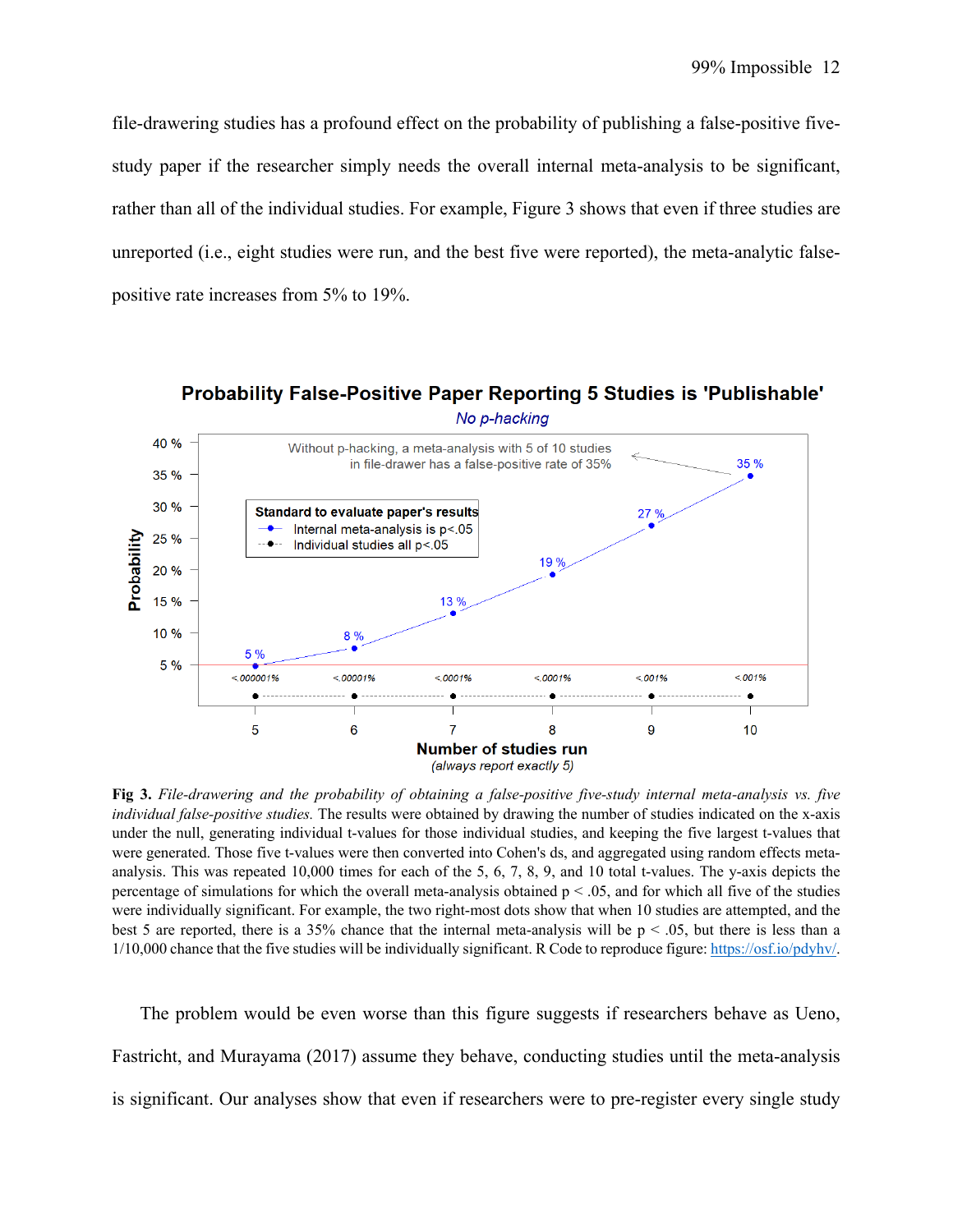file-drawering studies has a profound effect on the probability of publishing a false-positive five-study paper if the researcher simply needs the overall internal meta-analysis to be significant, rather than all of the individual studies. For example, Figure 3 shows that even if three studies are unreported (i.e., eight studies were run, and the best five were reported), the meta-analytic false-positive rate increases from 5% to 19%.

**Fig 3.** *File-drawering and the probability of obtaining a false-positive five-study internal meta-analysis vs. five individual false-positive studies.* The results were obtained by drawing the number of studies indicated on the x-axis under the null, generating individual t-values for those individual studies, and keeping the five largest t-values that were generated. Those five t-values were then converted into Cohen's ds, and aggregated using random effects meta-analysis. This was repeated 10,000 times for each of the 5, 6, 7, 8, 9, and 10 total t-values. The y-axis depicts the percentage of simulations for which the overall meta-analysis obtained $p < .05$, and for which all five of the studies were individually significant. For example, the two right-most dots show that when 10 studies are attempted, and the best 5 are reported, there is a 35% chance that the internal meta-analysis will be $p < .05$, but there is less than a 1/10,000 chance that the five studies will be individually significant. R Code to reproduce figure: https://osf.io/pdyhv/.

The problem would be even worse than this figure suggests if researchers behave as Ueno, Fastricht, and Murayama (2017) assume they behave, conducting studies until the meta-analysis is significant. Our analyses show that even if researchers were to pre-register every single study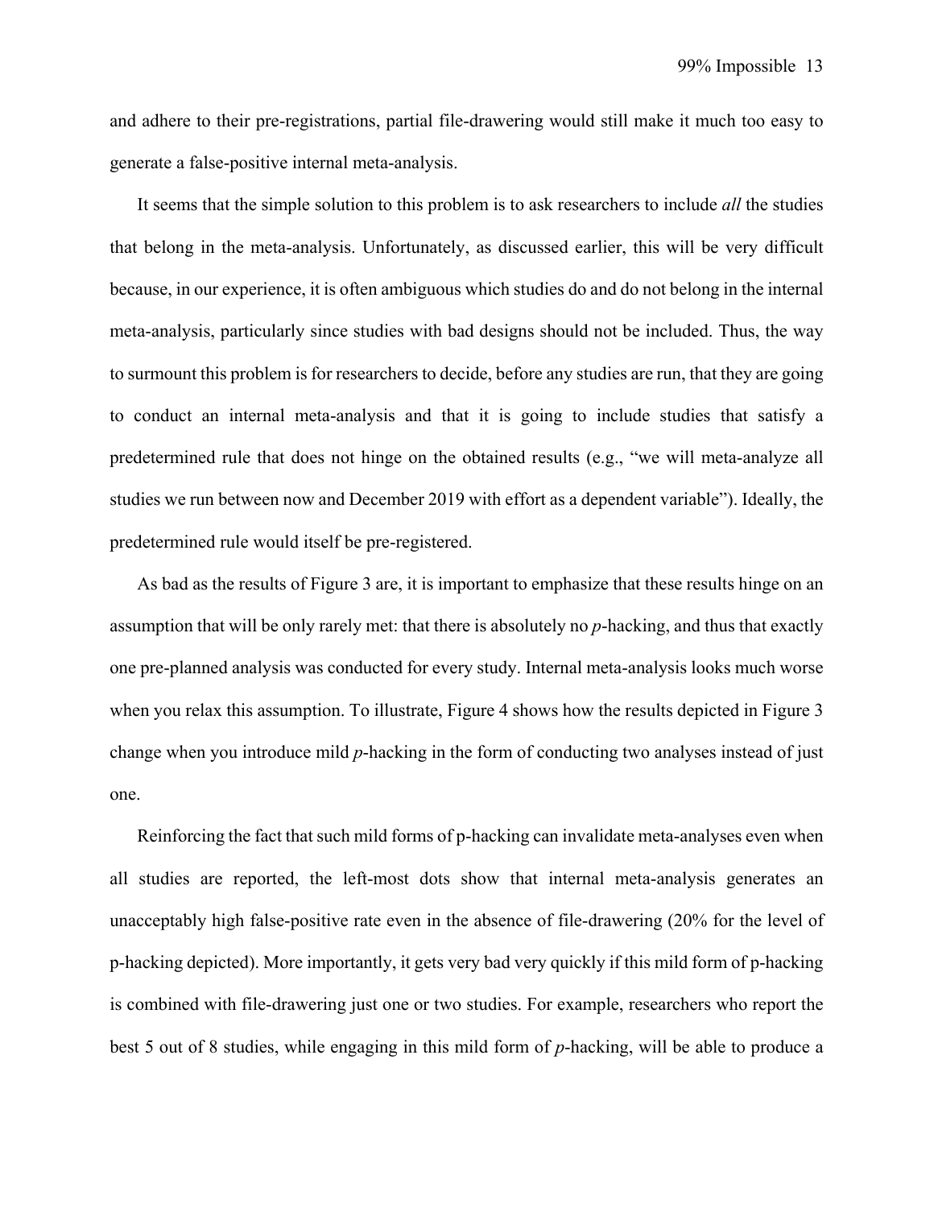and adhere to their pre-registrations, partial file-drawering would still make it much too easy to generate a false-positive internal meta-analysis.

It seems that the simple solution to this problem is to ask researchers to include *all* the studies that belong in the meta-analysis. Unfortunately, as discussed earlier, this will be very difficult because, in our experience, it is often ambiguous which studies do and do not belong in the internal meta-analysis, particularly since studies with bad designs should not be included. Thus, the way to surmount this problem is for researchers to decide, before any studies are run, that they are going to conduct an internal meta-analysis and that it is going to include studies that satisfy a predetermined rule that does not hinge on the obtained results (e.g., "we will meta-analyze all studies we run between now and December 2019 with effort as a dependent variable"). Ideally, the predetermined rule would itself be pre-registered.

As bad as the results of Figure 3 are, it is important to emphasize that these results hinge on an assumption that will be only rarely met: that there is absolutely no *p*-hacking, and thus that exactly one pre-planned analysis was conducted for every study. Internal meta-analysis looks much worse when you relax this assumption. To illustrate, Figure 4 shows how the results depicted in Figure 3 change when you introduce mild *p*-hacking in the form of conducting two analyses instead of just one.

Reinforcing the fact that such mild forms of p-hacking can invalidate meta-analyses even when all studies are reported, the left-most dots show that internal meta-analysis generates an unacceptably high false-positive rate even in the absence of file-drawering (20% for the level of p-hacking depicted). More importantly, it gets very bad very quickly if this mild form of p-hacking is combined with file-drawering just one or two studies. For example, researchers who report the best 5 out of 8 studies, while engaging in this mild form of *p*-hacking, will be able to produce a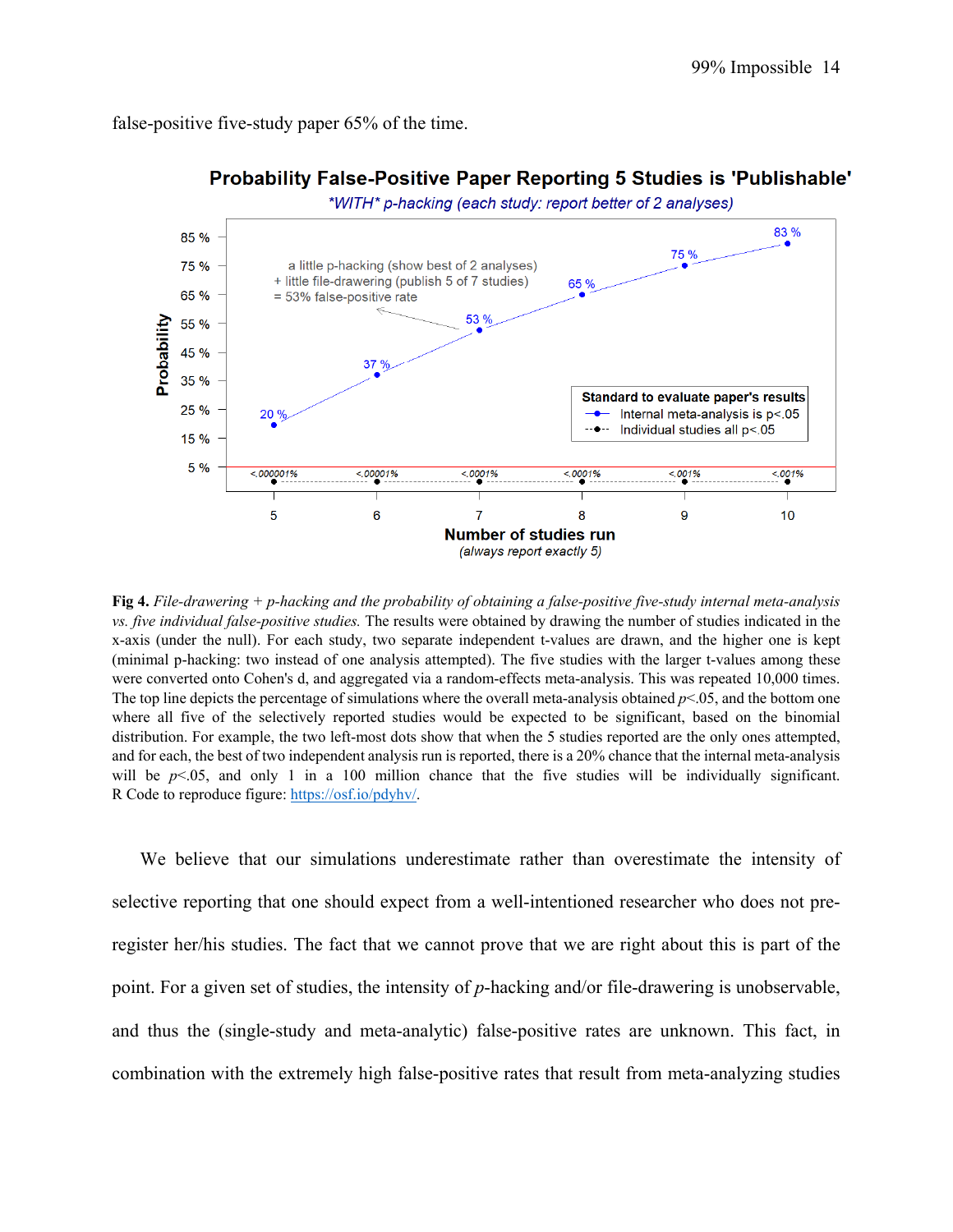false-positive five-study paper 65% of the time.

**Fig 4.** *File-drawering + p-hacking and the probability of obtaining a false-positive five-study internal meta-analysis vs. five individual false-positive studies.* The results were obtained by drawing the number of studies indicated in the x-axis (under the null). For each study, two separate independent t-values are drawn, and the higher one is kept (minimal p-hacking: two instead of one analysis attempted). The five studies with the larger t-values among these were converted onto Cohen's d, and aggregated via a random-effects meta-analysis. This was repeated 10,000 times. The top line depicts the percentage of simulations where the overall meta-analysis obtained $p<.05$, and the bottom one where all five of the selectively reported studies would be expected to be significant, based on the binomial distribution. For example, the two left-most dots show that when the 5 studies reported are the only ones attempted, and for each, the best of two independent analysis run is reported, there is a 20% chance that the internal meta-analysis will be $p<.05$, and only 1 in a 100 million chance that the five studies will be individually significant. R Code to reproduce figure: https://osf.io/pdyhv/.

We believe that our simulations underestimate rather than overestimate the intensity of selective reporting that one should expect from a well-intentioned researcher who does not pre-register her/his studies. The fact that we cannot prove that we are right about this is part of the point. For a given set of studies, the intensity of *p*-hacking and/or file-drawering is unobservable, and thus the (single-study and meta-analytic) false-positive rates are unknown. This fact, in combination with the extremely high false-positive rates that result from meta-analyzing studies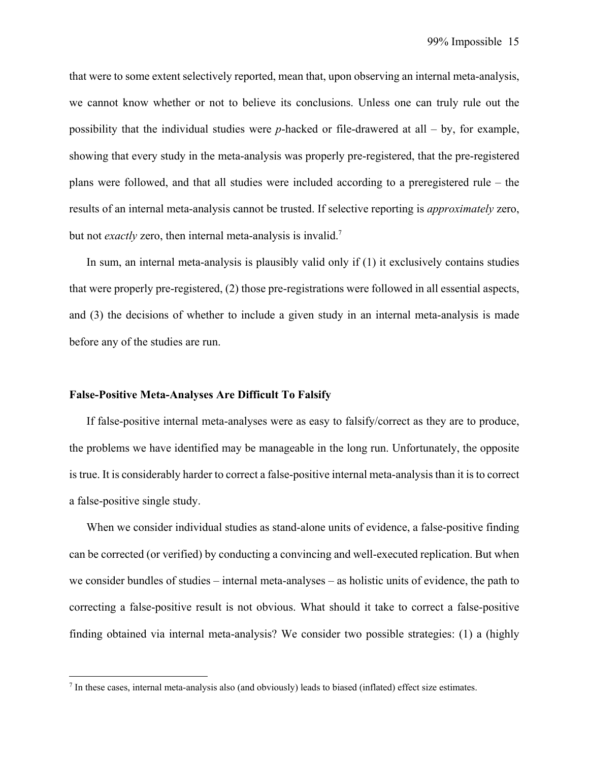that were to some extent selectively reported, mean that, upon observing an internal meta-analysis, we cannot know whether or not to believe its conclusions. Unless one can truly rule out the possibility that the individual studies were *p*-hacked or file-drawered at all – by, for example, showing that every study in the meta-analysis was properly pre-registered, that the pre-registered plans were followed, and that all studies were included according to a preregistered rule – the results of an internal meta-analysis cannot be trusted. If selective reporting is *approximately* zero, but not *exactly* zero, then internal meta-analysis is invalid.[7]

In sum, an internal meta-analysis is plausibly valid only if (1) it exclusively contains studies that were properly pre-registered, (2) those pre-registrations were followed in all essential aspects, and (3) the decisions of whether to include a given study in an internal meta-analysis is made before any of the studies are run.

**False-Positive Meta-Analyses Are Difficult To Falsify**

If false-positive internal meta-analyses were as easy to falsify/correct as they are to produce, the problems we have identified may be manageable in the long run. Unfortunately, the opposite is true. It is considerably harder to correct a false-positive internal meta-analysis than it is to correct a false-positive single study.

When we consider individual studies as stand-alone units of evidence, a false-positive finding can be corrected (or verified) by conducting a convincing and well-executed replication. But when we consider bundles of studies – internal meta-analyses – as holistic units of evidence, the path to correcting a false-positive result is not obvious. What should it take to correct a false-positive finding obtained via internal meta-analysis? We consider two possible strategies: (1) a (highly

[7] In these cases, internal meta-analysis also (and obviously) leads to biased (inflated) effect size estimates.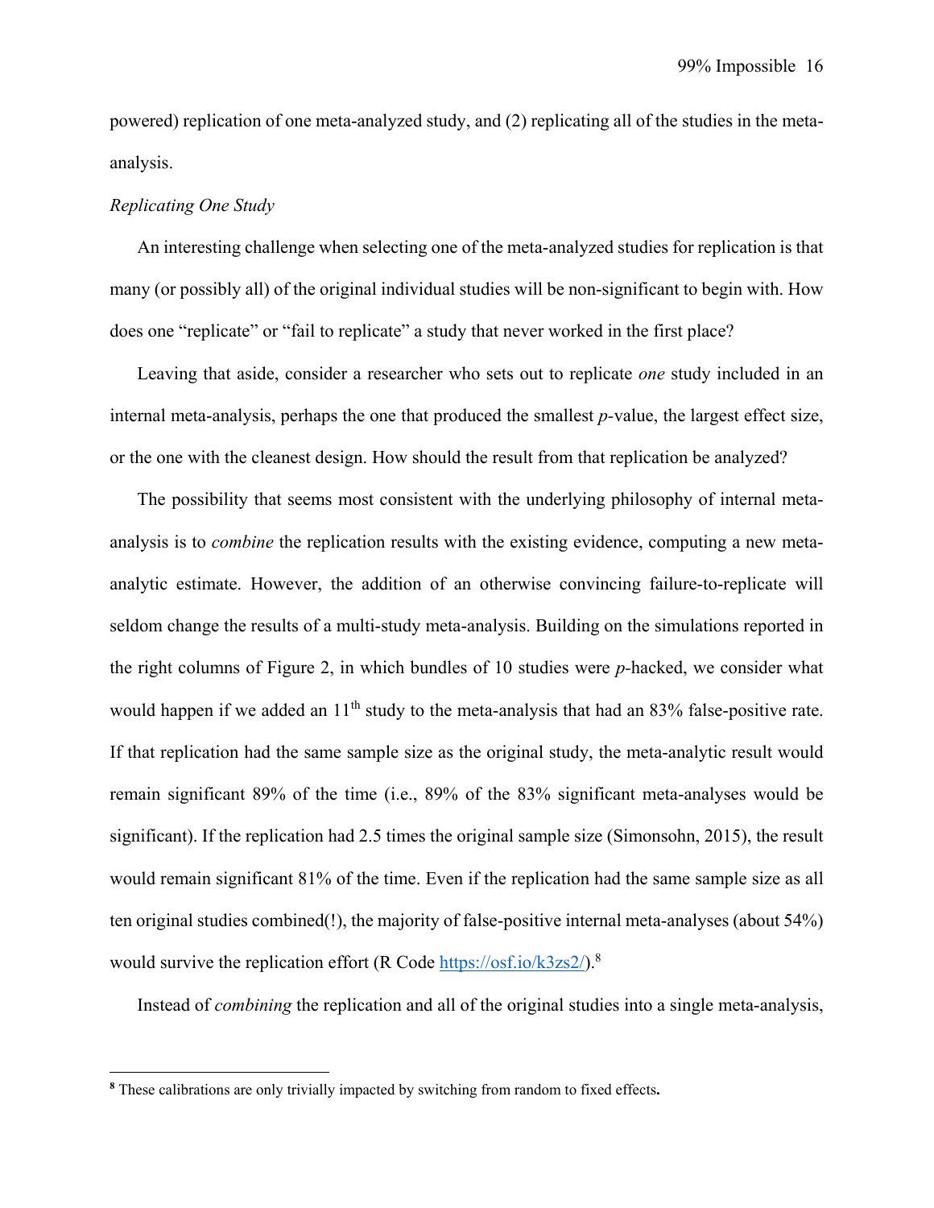powered) replication of one meta-analyzed study, and (2) replicating all of the studies in the meta-analysis.

### *Replicating One Study*

An interesting challenge when selecting one of the meta-analyzed studies for replication is that many (or possibly all) of the original individual studies will be non-significant to begin with. How does one "replicate" or "fail to replicate" a study that never worked in the first place?

Leaving that aside, consider a researcher who sets out to replicate *one* study included in an internal meta-analysis, perhaps the one that produced the smallest *p*-value, the largest effect size, or the one with the cleanest design. How should the result from that replication be analyzed?

The possibility that seems most consistent with the underlying philosophy of internal meta-analysis is to *combine* the replication results with the existing evidence, computing a new meta-analytic estimate. However, the addition of an otherwise convincing failure-to-replicate will seldom change the results of a multi-study meta-analysis. Building on the simulations reported in the right columns of Figure 2, in which bundles of 10 studies were *p*-hacked, we consider what would happen if we added an 11th study to the meta-analysis that had an 83% false-positive rate. If that replication had the same sample size as the original study, the meta-analytic result would remain significant 89% of the time (i.e., 89% of the 83% significant meta-analyses would be significant). If the replication had 2.5 times the original sample size (Simonsohn, 2015), the result would remain significant 81% of the time. Even if the replication had the same sample size as all ten original studies combined(!), the majority of false-positive internal meta-analyses (about 54%) would survive the replication effort (R Code https://osf.io/k3zs2/).[8]

Instead of *combining* the replication and all of the original studies into a single meta-analysis,

---

[8] These calibrations are only trivially impacted by switching from random to fixed effects**.**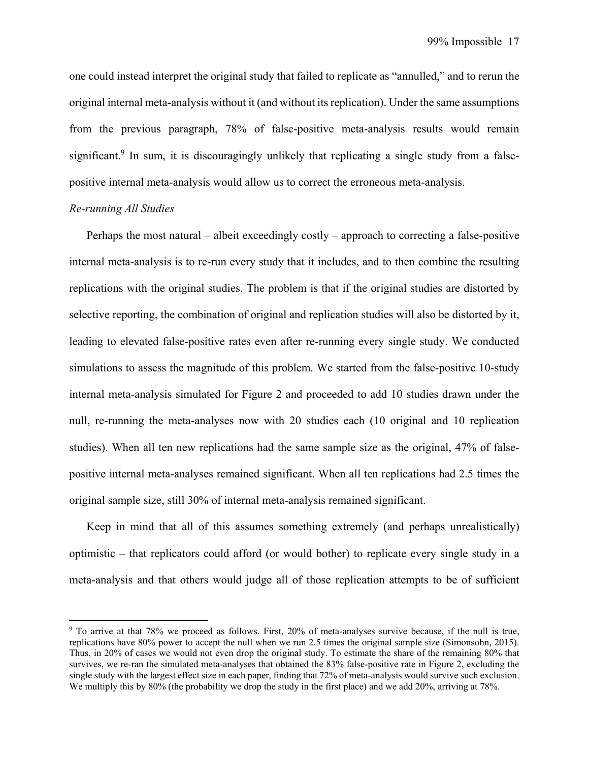one could instead interpret the original study that failed to replicate as "annulled," and to rerun the original internal meta-analysis without it (and without its replication). Under the same assumptions from the previous paragraph, 78% of false-positive meta-analysis results would remain significant.[9] In sum, it is discouragingly unlikely that replicating a single study from a false-positive internal meta-analysis would allow us to correct the erroneous meta-analysis.

*Re-running All Studies*

Perhaps the most natural – albeit exceedingly costly – approach to correcting a false-positive internal meta-analysis is to re-run every study that it includes, and to then combine the resulting replications with the original studies. The problem is that if the original studies are distorted by selective reporting, the combination of original and replication studies will also be distorted by it, leading to elevated false-positive rates even after re-running every single study. We conducted simulations to assess the magnitude of this problem. We started from the false-positive 10-study internal meta-analysis simulated for Figure 2 and proceeded to add 10 studies drawn under the null, re-running the meta-analyses now with 20 studies each (10 original and 10 replication studies). When all ten new replications had the same sample size as the original, 47% of false-positive internal meta-analyses remained significant. When all ten replications had 2.5 times the original sample size, still 30% of internal meta-analysis remained significant.

Keep in mind that all of this assumes something extremely (and perhaps unrealistically) optimistic – that replicators could afford (or would bother) to replicate every single study in a meta-analysis and that others would judge all of those replication attempts to be of sufficient

[9] To arrive at that 78% we proceed as follows. First, 20% of meta-analyses survive because, if the null is true, replications have 80% power to accept the null when we run 2.5 times the original sample size (Simonsohn, 2015). Thus, in 20% of cases we would not even drop the original study. To estimate the share of the remaining 80% that survives, we re-ran the simulated meta-analyses that obtained the 83% false-positive rate in Figure 2, excluding the single study with the largest effect size in each paper, finding that 72% of meta-analysis would survive such exclusion. We multiply this by 80% (the probability we drop the study in the first place) and we add 20%, arriving at 78%.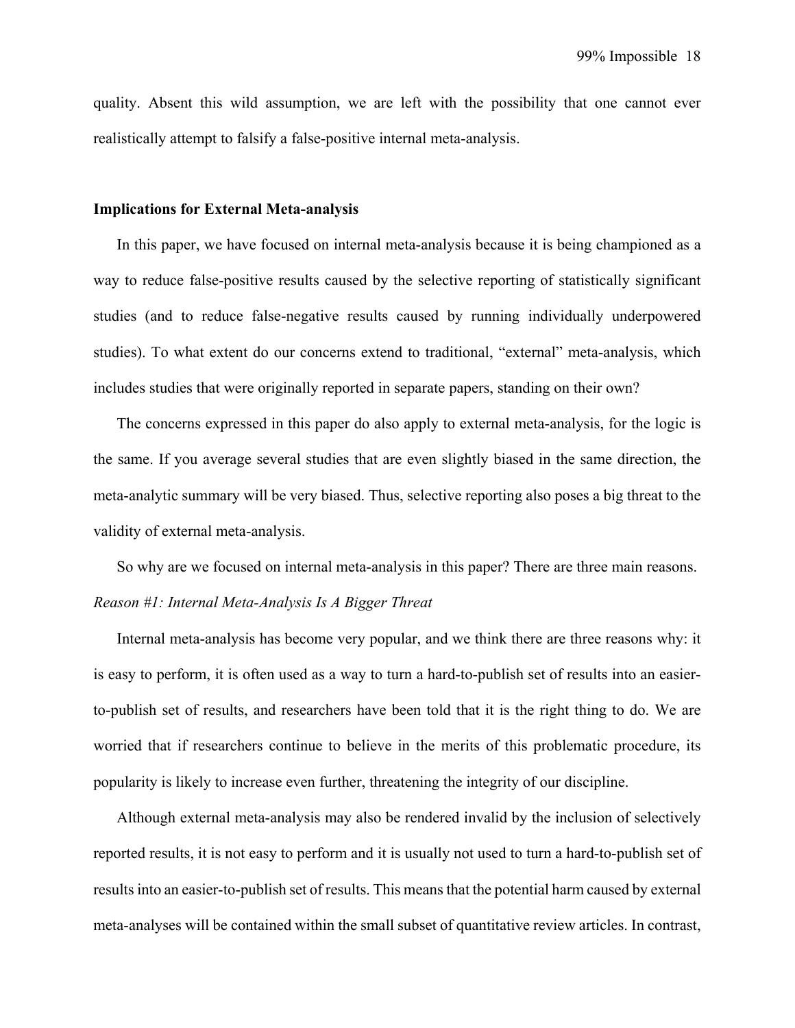quality. Absent this wild assumption, we are left with the possibility that one cannot ever realistically attempt to falsify a false-positive internal meta-analysis.

## Implications for External Meta-analysis

In this paper, we have focused on internal meta-analysis because it is being championed as a way to reduce false-positive results caused by the selective reporting of statistically significant studies (and to reduce false-negative results caused by running individually underpowered studies). To what extent do our concerns extend to traditional, "external" meta-analysis, which includes studies that were originally reported in separate papers, standing on their own?

The concerns expressed in this paper do also apply to external meta-analysis, for the logic is the same. If you average several studies that are even slightly biased in the same direction, the meta-analytic summary will be very biased. Thus, selective reporting also poses a big threat to the validity of external meta-analysis.

So why are we focused on internal meta-analysis in this paper? There are three main reasons.

*Reason #1: Internal Meta-Analysis Is A Bigger Threat*

Internal meta-analysis has become very popular, and we think there are three reasons why: it is easy to perform, it is often used as a way to turn a hard-to-publish set of results into an easier-to-publish set of results, and researchers have been told that it is the right thing to do. We are worried that if researchers continue to believe in the merits of this problematic procedure, its popularity is likely to increase even further, threatening the integrity of our discipline.

Although external meta-analysis may also be rendered invalid by the inclusion of selectively reported results, it is not easy to perform and it is usually not used to turn a hard-to-publish set of results into an easier-to-publish set of results. This means that the potential harm caused by external meta-analyses will be contained within the small subset of quantitative review articles. In contrast,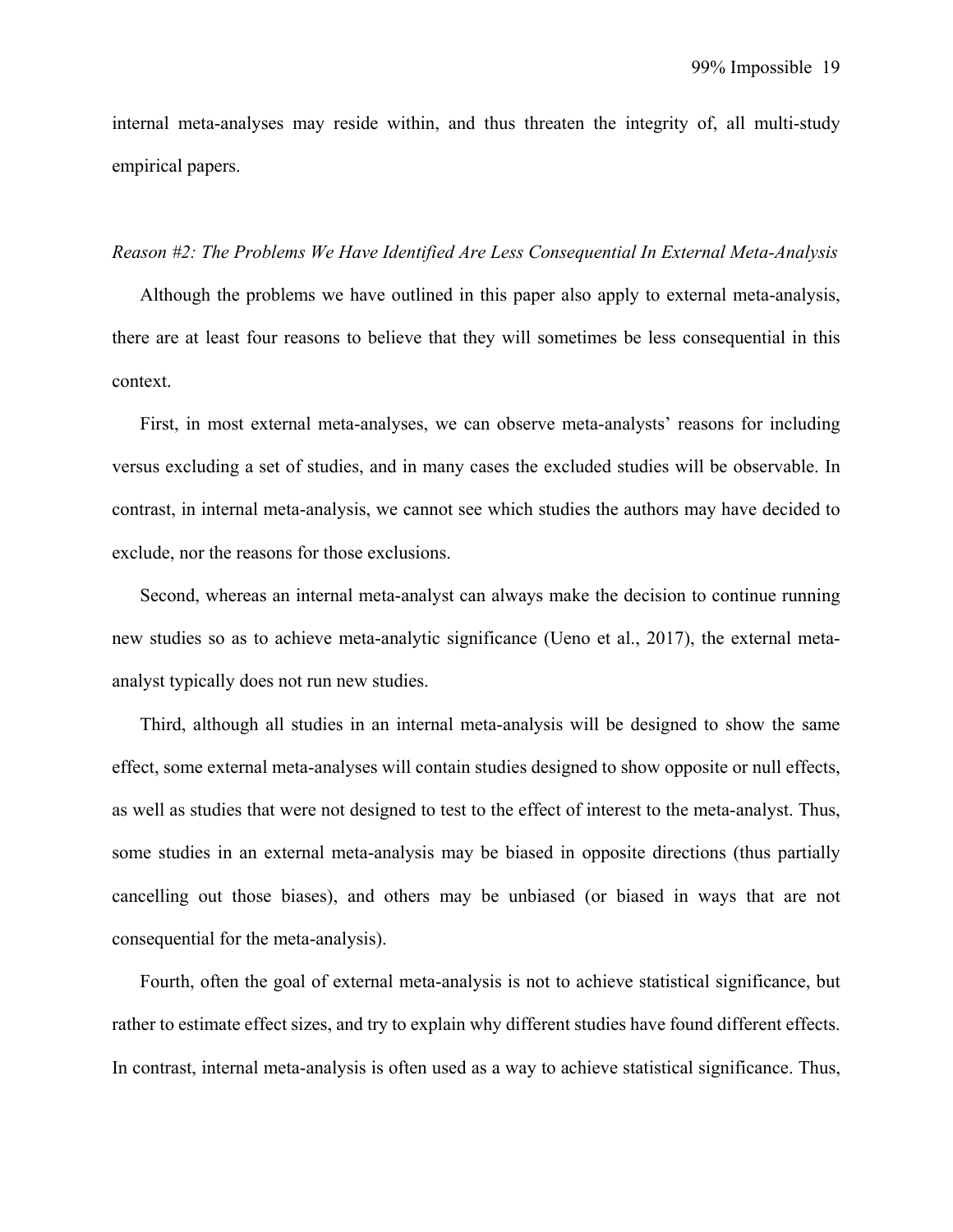internal meta-analyses may reside within, and thus threaten the integrity of, all multi-study empirical papers.

*Reason #2: The Problems We Have Identified Are Less Consequential In External Meta-Analysis*

Although the problems we have outlined in this paper also apply to external meta-analysis, there are at least four reasons to believe that they will sometimes be less consequential in this context.

First, in most external meta-analyses, we can observe meta-analysts' reasons for including versus excluding a set of studies, and in many cases the excluded studies will be observable. In contrast, in internal meta-analysis, we cannot see which studies the authors may have decided to exclude, nor the reasons for those exclusions.

Second, whereas an internal meta-analyst can always make the decision to continue running new studies so as to achieve meta-analytic significance (Ueno et al., 2017), the external meta-analyst typically does not run new studies.

Third, although all studies in an internal meta-analysis will be designed to show the same effect, some external meta-analyses will contain studies designed to show opposite or null effects, as well as studies that were not designed to test to the effect of interest to the meta-analyst. Thus, some studies in an external meta-analysis may be biased in opposite directions (thus partially cancelling out those biases), and others may be unbiased (or biased in ways that are not consequential for the meta-analysis).

Fourth, often the goal of external meta-analysis is not to achieve statistical significance, but rather to estimate effect sizes, and try to explain why different studies have found different effects. In contrast, internal meta-analysis is often used as a way to achieve statistical significance. Thus,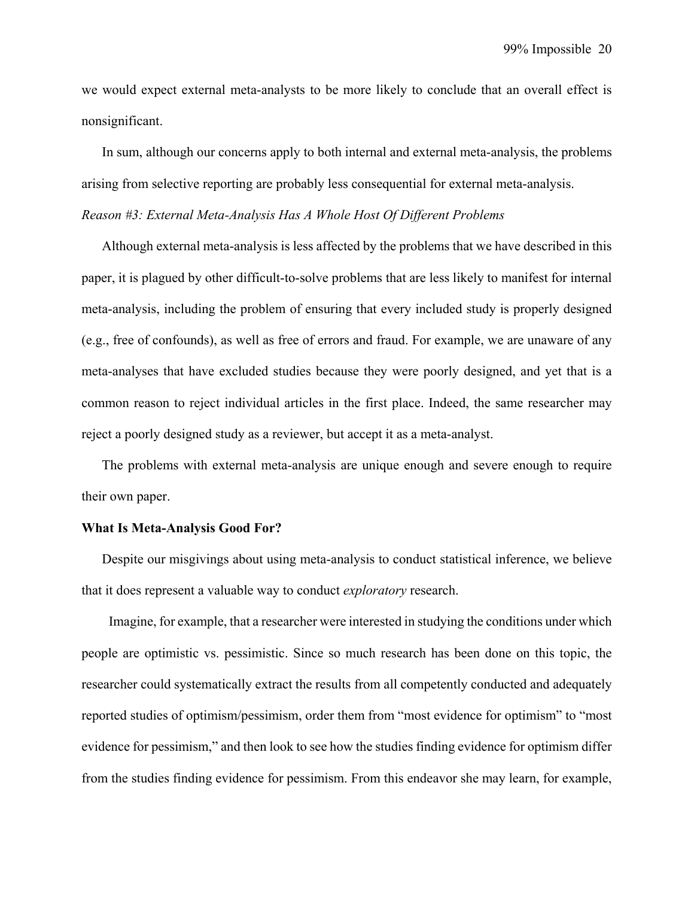we would expect external meta-analysts to be more likely to conclude that an overall effect is nonsignificant.

In sum, although our concerns apply to both internal and external meta-analysis, the problems arising from selective reporting are probably less consequential for external meta-analysis.

*Reason #3: External Meta-Analysis Has A Whole Host Of Different Problems*

Although external meta-analysis is less affected by the problems that we have described in this paper, it is plagued by other difficult-to-solve problems that are less likely to manifest for internal meta-analysis, including the problem of ensuring that every included study is properly designed (e.g., free of confounds), as well as free of errors and fraud. For example, we are unaware of any meta-analyses that have excluded studies because they were poorly designed, and yet that is a common reason to reject individual articles in the first place. Indeed, the same researcher may reject a poorly designed study as a reviewer, but accept it as a meta-analyst.

The problems with external meta-analysis are unique enough and severe enough to require their own paper.

**What Is Meta-Analysis Good For?**

Despite our misgivings about using meta-analysis to conduct statistical inference, we believe that it does represent a valuable way to conduct *exploratory* research.

Imagine, for example, that a researcher were interested in studying the conditions under which people are optimistic vs. pessimistic. Since so much research has been done on this topic, the researcher could systematically extract the results from all competently conducted and adequately reported studies of optimism/pessimism, order them from "most evidence for optimism" to "most evidence for pessimism," and then look to see how the studies finding evidence for optimism differ from the studies finding evidence for pessimism. From this endeavor she may learn, for example,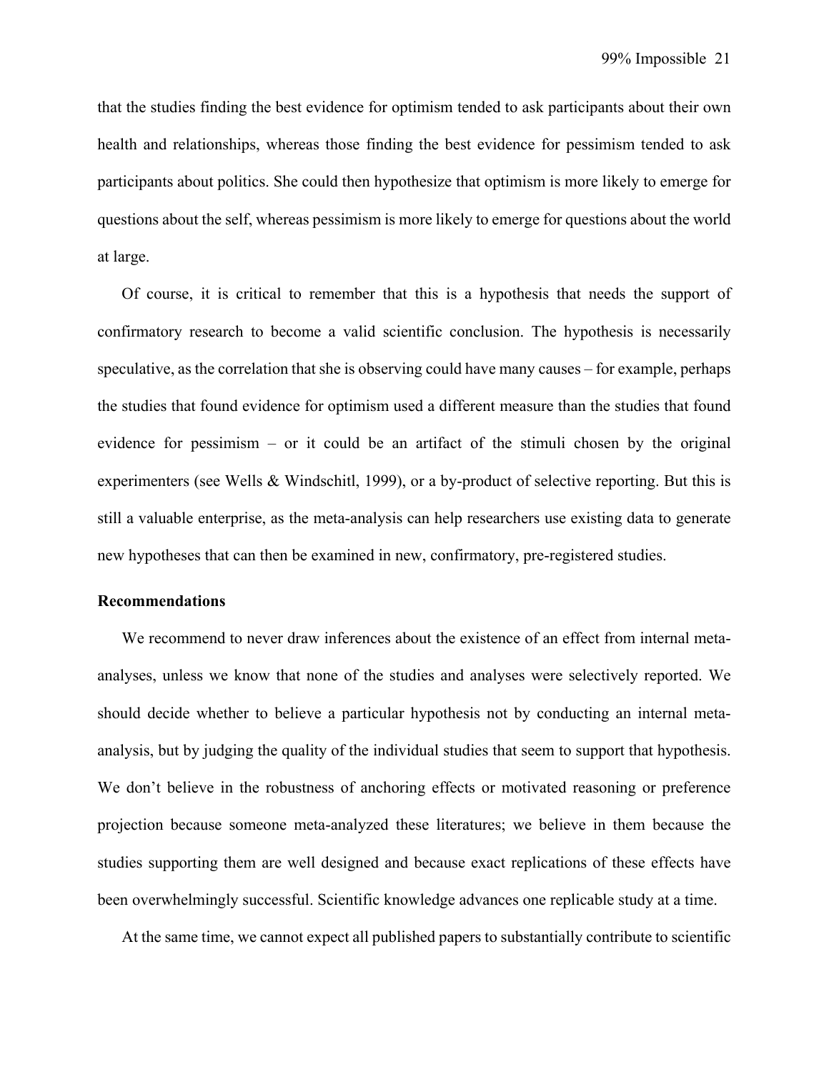that the studies finding the best evidence for optimism tended to ask participants about their own health and relationships, whereas those finding the best evidence for pessimism tended to ask participants about politics. She could then hypothesize that optimism is more likely to emerge for questions about the self, whereas pessimism is more likely to emerge for questions about the world at large.

Of course, it is critical to remember that this is a hypothesis that needs the support of confirmatory research to become a valid scientific conclusion. The hypothesis is necessarily speculative, as the correlation that she is observing could have many causes – for example, perhaps the studies that found evidence for optimism used a different measure than the studies that found evidence for pessimism – or it could be an artifact of the stimuli chosen by the original experimenters (see Wells & Windschitl, 1999), or a by-product of selective reporting. But this is still a valuable enterprise, as the meta-analysis can help researchers use existing data to generate new hypotheses that can then be examined in new, confirmatory, pre-registered studies.

**Recommendations**

We recommend to never draw inferences about the existence of an effect from internal meta-analyses, unless we know that none of the studies and analyses were selectively reported. We should decide whether to believe a particular hypothesis not by conducting an internal meta-analysis, but by judging the quality of the individual studies that seem to support that hypothesis. We don't believe in the robustness of anchoring effects or motivated reasoning or preference projection because someone meta-analyzed these literatures; we believe in them because the studies supporting them are well designed and because exact replications of these effects have been overwhelmingly successful. Scientific knowledge advances one replicable study at a time.

At the same time, we cannot expect all published papers to substantially contribute to scientific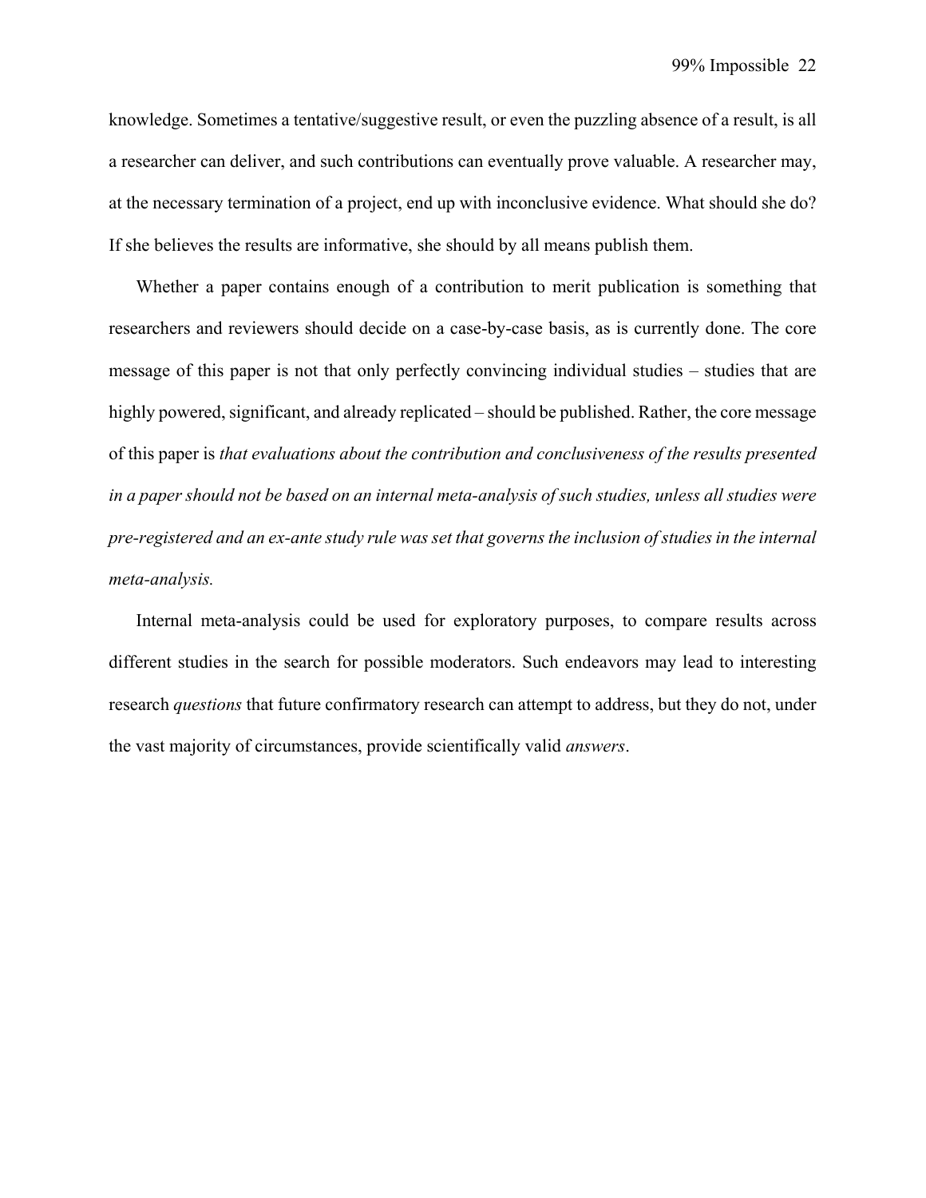knowledge. Sometimes a tentative/suggestive result, or even the puzzling absence of a result, is all a researcher can deliver, and such contributions can eventually prove valuable. A researcher may, at the necessary termination of a project, end up with inconclusive evidence. What should she do? If she believes the results are informative, she should by all means publish them.

Whether a paper contains enough of a contribution to merit publication is something that researchers and reviewers should decide on a case-by-case basis, as is currently done. The core message of this paper is not that only perfectly convincing individual studies – studies that are highly powered, significant, and already replicated – should be published. Rather, the core message of this paper is *that evaluations about the contribution and conclusiveness of the results presented in a paper should not be based on an internal meta-analysis of such studies, unless all studies were pre-registered and an ex-ante study rule was set that governs the inclusion of studies in the internal meta-analysis.*

Internal meta-analysis could be used for exploratory purposes, to compare results across different studies in the search for possible moderators. Such endeavors may lead to interesting research *questions* that future confirmatory research can attempt to address, but they do not, under the vast majority of circumstances, provide scientifically valid *answers*.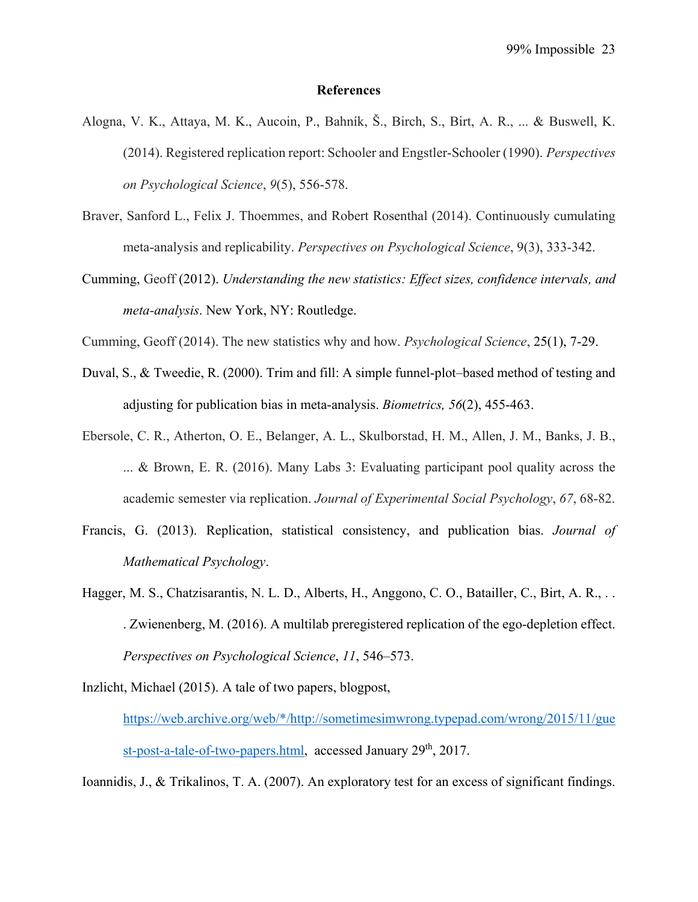## References

Alogna, V. K., Attaya, M. K., Aucoin, P., Bahník, Š., Birch, S., Birt, A. R., ... & Buswell, K. (2014). Registered replication report: Schooler and Engstler-Schooler (1990). *Perspectives on Psychological Science*, *9*(5), 556-578.

Braver, Sanford L., Felix J. Thoemmes, and Robert Rosenthal (2014). Continuously cumulating meta-analysis and replicability. *Perspectives on Psychological Science*, 9(3), 333-342.

Cumming, Geoff (2012). *Understanding the new statistics: Effect sizes, confidence intervals, and meta-analysis*. New York, NY: Routledge.

Cumming, Geoff (2014). The new statistics why and how. *Psychological Science*, 25(1), 7-29.

Duval, S., & Tweedie, R. (2000). Trim and fill: A simple funnel-plot–based method of testing and adjusting for publication bias in meta-analysis. *Biometrics, 56*(2), 455-463.

Ebersole, C. R., Atherton, O. E., Belanger, A. L., Skulborstad, H. M., Allen, J. M., Banks, J. B., ... & Brown, E. R. (2016). Many Labs 3: Evaluating participant pool quality across the academic semester via replication. *Journal of Experimental Social Psychology*, *67*, 68-82.

Francis, G. (2013). Replication, statistical consistency, and publication bias. *Journal of Mathematical Psychology*.

Hagger, M. S., Chatzisarantis, N. L. D., Alberts, H., Anggono, C. O., Batailler, C., Birt, A. R., . . . Zwienenberg, M. (2016). A multilab preregistered replication of the ego-depletion effect. *Perspectives on Psychological Science*, *11*, 546–573.

Inzlicht, Michael (2015). A tale of two papers, blogpost, https://web.archive.org/web/*/http://sometimesimwrong.typepad.com/wrong/2015/11/guest-post-a-tale-of-two-papers.html, accessed January 29th, 2017.

Ioannidis, J., & Trikalinos, T. A. (2007). An exploratory test for an excess of significant findings.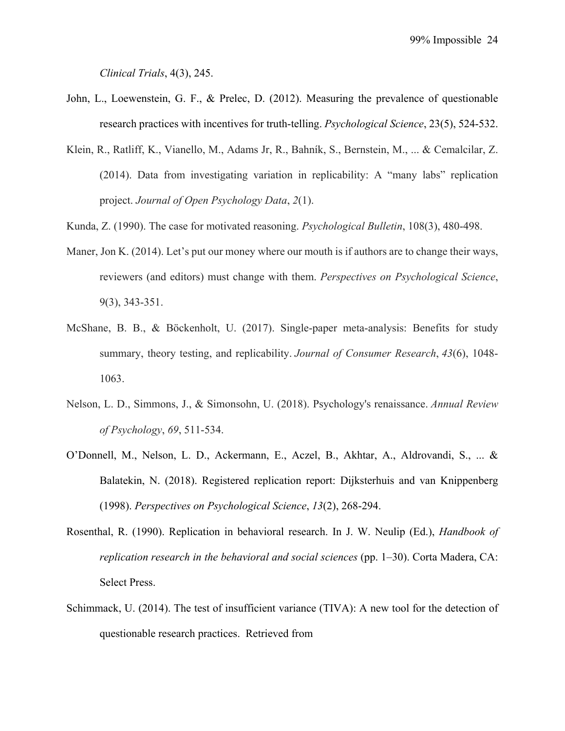*Clinical Trials*, 4(3), 245.

John, L., Loewenstein, G. F., & Prelec, D. (2012). Measuring the prevalence of questionable research practices with incentives for truth-telling. *Psychological Science*, 23(5), 524-532.

Klein, R., Ratliff, K., Vianello, M., Adams Jr, R., Bahník, S., Bernstein, M., ... & Cemalcilar, Z. (2014). Data from investigating variation in replicability: A "many labs" replication project. *Journal of Open Psychology Data*, *2*(1).

Kunda, Z. (1990). The case for motivated reasoning. *Psychological Bulletin*, 108(3), 480-498.

Maner, Jon K. (2014). Let's put our money where our mouth is if authors are to change their ways, reviewers (and editors) must change with them. *Perspectives on Psychological Science*, 9(3), 343-351.

McShane, B. B., & Böckenholt, U. (2017). Single-paper meta-analysis: Benefits for study summary, theory testing, and replicability. *Journal of Consumer Research*, *43*(6), 1048-1063.

Nelson, L. D., Simmons, J., & Simonsohn, U. (2018). Psychology's renaissance. *Annual Review of Psychology*, *69*, 511-534.

O'Donnell, M., Nelson, L. D., Ackermann, E., Aczel, B., Akhtar, A., Aldrovandi, S., ... & Balatekin, N. (2018). Registered replication report: Dijksterhuis and van Knippenberg (1998). *Perspectives on Psychological Science*, *13*(2), 268-294.

Rosenthal, R. (1990). Replication in behavioral research. In J. W. Neulip (Ed.), *Handbook of replication research in the behavioral and social sciences* (pp. 1–30). Corta Madera, CA: Select Press.

Schimmack, U. (2014). The test of insufficient variance (TIVA): A new tool for the detection of questionable research practices. Retrieved from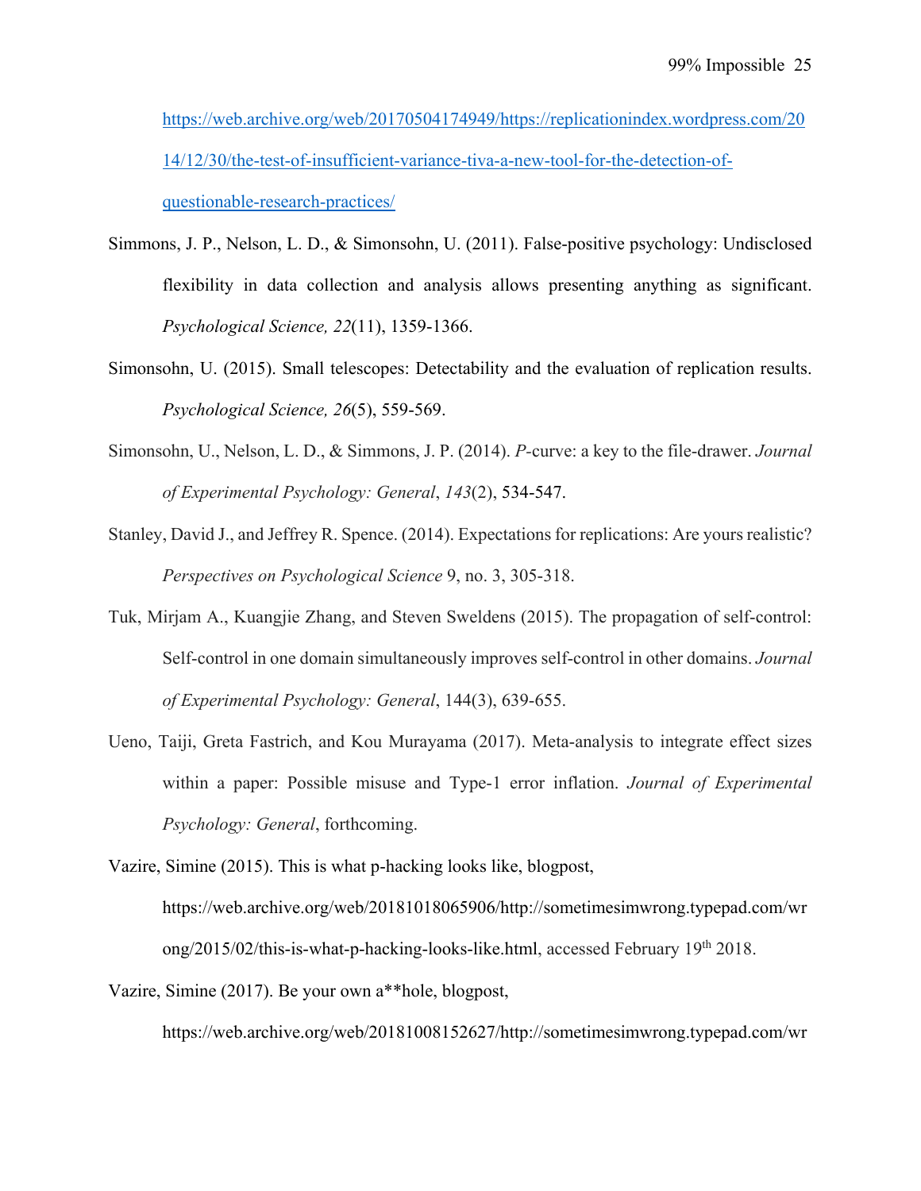https://web.archive.org/web/20170504174949/https://replicationindex.wordpress.com/2014/12/30/the-test-of-insufficient-variance-tiva-a-new-tool-for-the-detection-of-questionable-research-practices/

Simmons, J. P., Nelson, L. D., & Simonsohn, U. (2011). False-positive psychology: Undisclosed flexibility in data collection and analysis allows presenting anything as significant. *Psychological Science, 22*(11), 1359-1366.

Simonsohn, U. (2015). Small telescopes: Detectability and the evaluation of replication results. *Psychological Science, 26*(5), 559-569.

Simonsohn, U., Nelson, L. D., & Simmons, J. P. (2014). *P*-curve: a key to the file-drawer. *Journal of Experimental Psychology: General*, *143*(2), 534-547.

Stanley, David J., and Jeffrey R. Spence. (2014). Expectations for replications: Are yours realistic? *Perspectives on Psychological Science* 9, no. 3, 305-318.

Tuk, Mirjam A., Kuangjie Zhang, and Steven Sweldens (2015). The propagation of self-control: Self-control in one domain simultaneously improves self-control in other domains. *Journal of Experimental Psychology: General*, 144(3), 639-655.

Ueno, Taiji, Greta Fastrich, and Kou Murayama (2017). Meta-analysis to integrate effect sizes within a paper: Possible misuse and Type-1 error inflation. *Journal of Experimental Psychology: General*, forthcoming.

Vazire, Simine (2015). This is what p-hacking looks like, blogpost, https://web.archive.org/web/20181018065906/http://sometimesimwrong.typepad.com/wrong/2015/02/this-is-what-p-hacking-looks-like.html, accessed February 19th 2018.

Vazire, Simine (2017). Be your own a**hole, blogpost, https://web.archive.org/web/20181008152627/http://sometimesimwrong.typepad.com/wr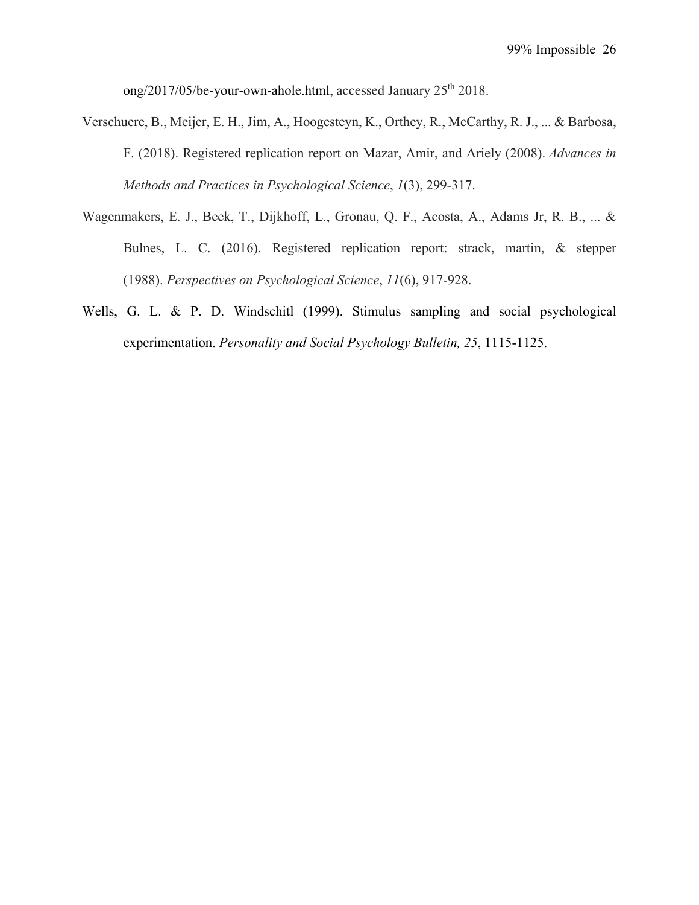ong/2017/05/be-your-own-ahole.html, accessed January 25th 2018.

Verschuere, B., Meijer, E. H., Jim, A., Hoogesteyn, K., Orthey, R., McCarthy, R. J., ... & Barbosa, F. (2018). Registered replication report on Mazar, Amir, and Ariely (2008). *Advances in Methods and Practices in Psychological Science*, *1*(3), 299-317.

Wagenmakers, E. J., Beek, T., Dijkhoff, L., Gronau, Q. F., Acosta, A., Adams Jr, R. B., ... & Bulnes, L. C. (2016). Registered replication report: strack, martin, & stepper (1988). *Perspectives on Psychological Science*, *11*(6), 917-928.

Wells, G. L. & P. D. Windschitl (1999). Stimulus sampling and social psychological experimentation. *Personality and Social Psychology Bulletin, 25*, 1115-1125.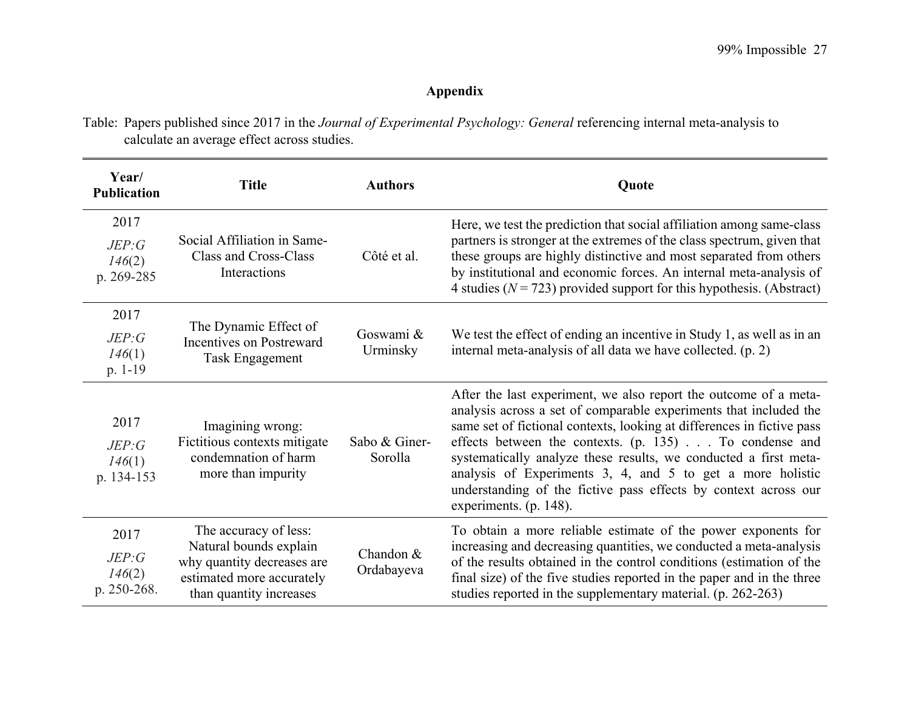## Appendix

Table: Papers published since 2017 in the *Journal of Experimental Psychology: General* referencing internal meta-analysis to calculate an average effect across studies.

| Year/ Publication | Title | Authors | Quote |
|---|---|---|---|
| 2017 *JEP:G* *146*(2) p. 269-285 | Social Affiliation in Same-Class and Cross-Class Interactions | Côté et al. | Here, we test the prediction that social affiliation among same-class partners is stronger at the extremes of the class spectrum, given that these groups are highly distinctive and most separated from others by institutional and economic forces. An internal meta-analysis of 4 studies ($N = 723$) provided support for this hypothesis. (Abstract) |
| 2017 *JEP:G* *146*(1) p. 1-19 | The Dynamic Effect of Incentives on Postreward Task Engagement | Goswami & Urminsky | We test the effect of ending an incentive in Study 1, as well as in an internal meta-analysis of all data we have collected. (p. 2) |
| 2017 *JEP:G* *146*(1) p. 134-153 | Imagining wrong: Fictitious contexts mitigate condemnation of harm more than impurity | Sabo & Giner-Sorolla | After the last experiment, we also report the outcome of a meta-analysis across a set of comparable experiments that included the same set of fictional contexts, looking at differences in fictive pass effects between the contexts. (p. 135) . . . To condense and systematically analyze these results, we conducted a first meta-analysis of Experiments 3, 4, and 5 to get a more holistic understanding of the fictive pass effects by context across our experiments. (p. 148). |
| 2017 *JEP:G* *146*(2) p. 250-268. | The accuracy of less: Natural bounds explain why quantity decreases are estimated more accurately than quantity increases | Chandon & Ordabayeva | To obtain a more reliable estimate of the power exponents for increasing and decreasing quantities, we conducted a meta-analysis of the results obtained in the control conditions (estimation of the final size) of the five studies reported in the paper and in the three studies reported in the supplementary material. (p. 262-263) |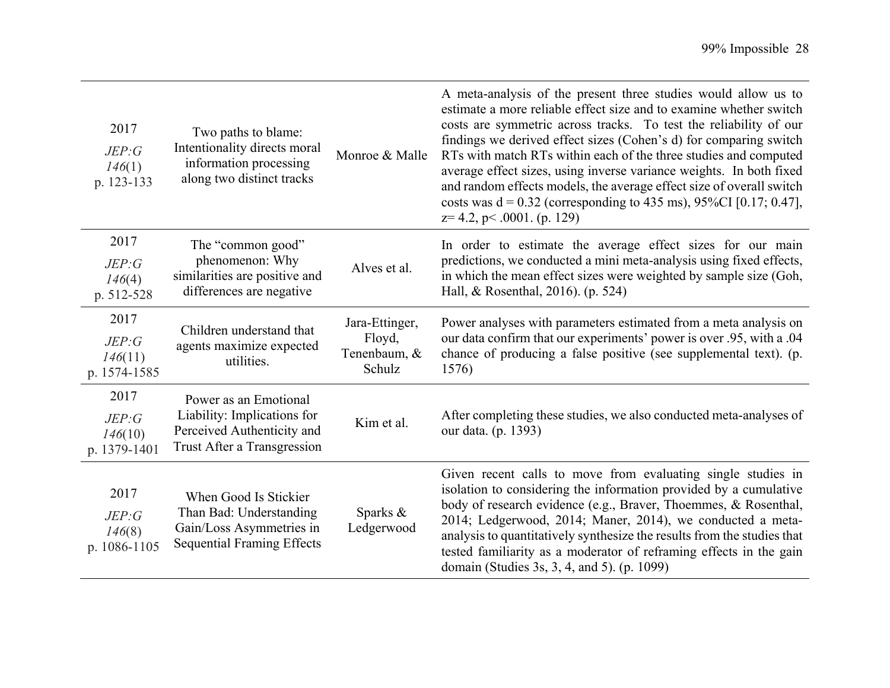| | | | |
|---|---|---|---|
| 2017 *JEP:G* *146*(1) p. 123-133 | Two paths to blame: Intentionality directs moral information processing along two distinct tracks | Monroe & Malle | A meta-analysis of the present three studies would allow us to estimate a more reliable effect size and to examine whether switch costs are symmetric across tracks. To test the reliability of our findings we derived effect sizes (Cohen's d) for comparing switch RTs with match RTs within each of the three studies and computed average effect sizes, using inverse variance weights. In both fixed and random effects models, the average effect size of overall switch costs was d = 0.32 (corresponding to 435 ms), 95%CI [0.17; 0.47], z= 4.2, p< .0001. (p. 129) |
| 2017 *JEP:G* *146*(4) p. 512-528 | The "common good" phenomenon: Why similarities are positive and differences are negative | Alves et al. | In order to estimate the average effect sizes for our main predictions, we conducted a mini meta-analysis using fixed effects, in which the mean effect sizes were weighted by sample size (Goh, Hall, & Rosenthal, 2016). (p. 524) |
| 2017 *JEP:G* *146*(11) p. 1574-1585 | Children understand that agents maximize expected utilities. | Jara-Ettinger, Floyd, Tenenbaum, & Schulz | Power analyses with parameters estimated from a meta analysis on our data confirm that our experiments' power is over .95, with a .04 chance of producing a false positive (see supplemental text). (p. 1576) |
| 2017 *JEP:G* *146*(10) p. 1379-1401 | Power as an Emotional Liability: Implications for Perceived Authenticity and Trust After a Transgression | Kim et al. | After completing these studies, we also conducted meta-analyses of our data. (p. 1393) |
| 2017 *JEP:G* *146*(8) p. 1086-1105 | When Good Is Stickier Than Bad: Understanding Gain/Loss Asymmetries in Sequential Framing Effects | Sparks & Ledgerwood | Given recent calls to move from evaluating single studies in isolation to considering the information provided by a cumulative body of research evidence (e.g., Braver, Thoemmes, & Rosenthal, 2014; Ledgerwood, 2014; Maner, 2014), we conducted a meta-analysis to quantitatively synthesize the results from the studies that tested familiarity as a moderator of reframing effects in the gain domain (Studies 3s, 3, 4, and 5). (p. 1099) |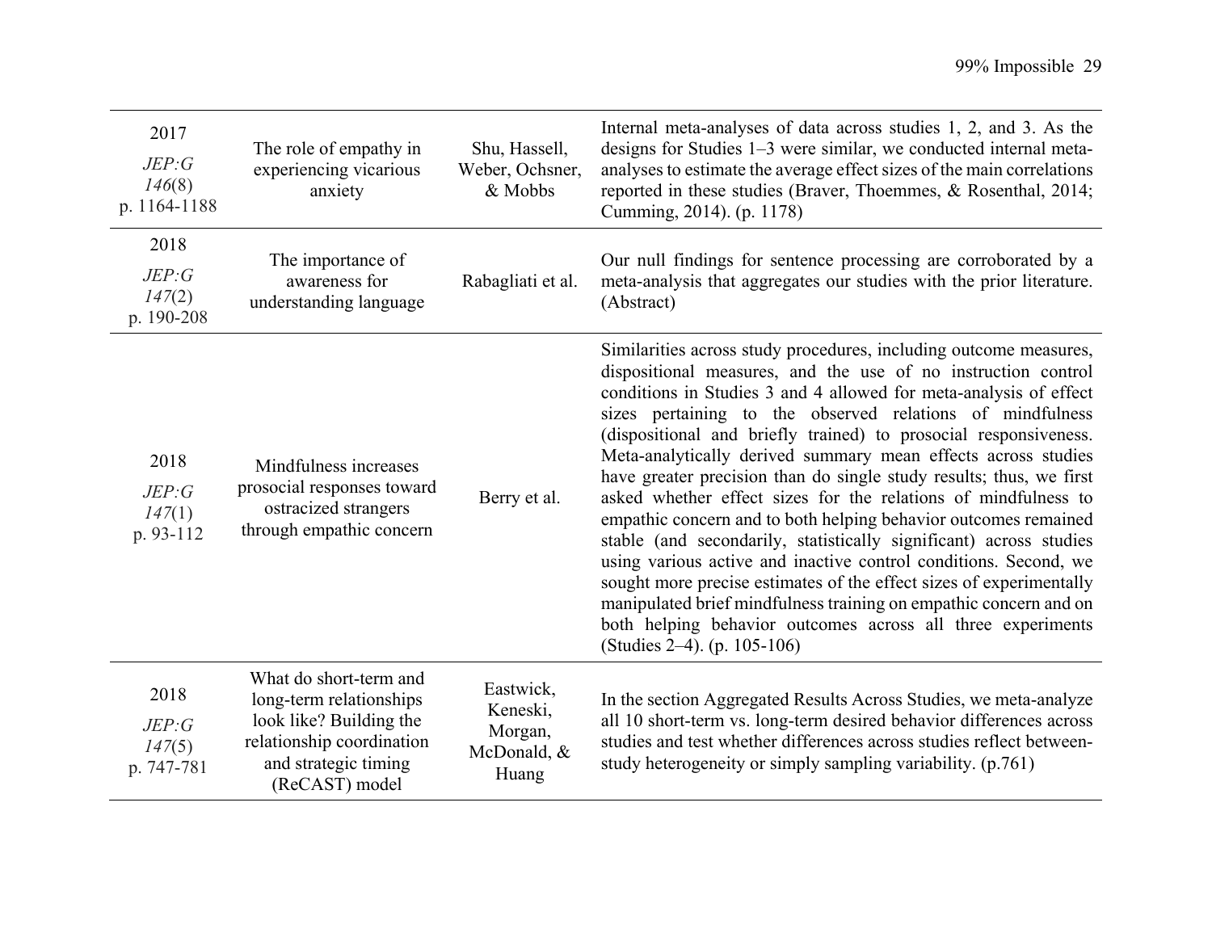| | | | |
|---|---|---|---|
| 2017<br>*JEP:G*<br>*146*(8)<br>p. 1164-1188 | The role of empathy in experiencing vicarious anxiety | Shu, Hassell, Weber, Ochsner, & Mobbs | Internal meta-analyses of data across studies 1, 2, and 3. As the designs for Studies 1–3 were similar, we conducted internal meta-analyses to estimate the average effect sizes of the main correlations reported in these studies (Braver, Thoemmes, & Rosenthal, 2014; Cumming, 2014). (p. 1178) |
| 2018<br>*JEP:G*<br>*147*(2)<br>p. 190-208 | The importance of awareness for understanding language | Rabagliati et al. | Our null findings for sentence processing are corroborated by a meta-analysis that aggregates our studies with the prior literature. (Abstract) |
| 2018<br>*JEP:G*<br>*147*(1)<br>p. 93-112 | Mindfulness increases prosocial responses toward ostracized strangers through empathic concern | Berry et al. | Similarities across study procedures, including outcome measures, dispositional measures, and the use of no instruction control conditions in Studies 3 and 4 allowed for meta-analysis of effect sizes pertaining to the observed relations of mindfulness (dispositional and briefly trained) to prosocial responsiveness. Meta-analytically derived summary mean effects across studies have greater precision than do single study results; thus, we first asked whether effect sizes for the relations of mindfulness to empathic concern and to both helping behavior outcomes remained stable (and secondarily, statistically significant) across studies using various active and inactive control conditions. Second, we sought more precise estimates of the effect sizes of experimentally manipulated brief mindfulness training on empathic concern and on both helping behavior outcomes across all three experiments (Studies 2–4). (p. 105-106) |
| 2018<br>*JEP:G*<br>*147*(5)<br>p. 747-781 | What do short-term and long-term relationships look like? Building the relationship coordination and strategic timing (ReCAST) model | Eastwick, Keneski, Morgan, McDonald, & Huang | In the section Aggregated Results Across Studies, we meta-analyze all 10 short-term vs. long-term desired behavior differences across studies and test whether differences across studies reflect between-study heterogeneity or simply sampling variability. (p.761) |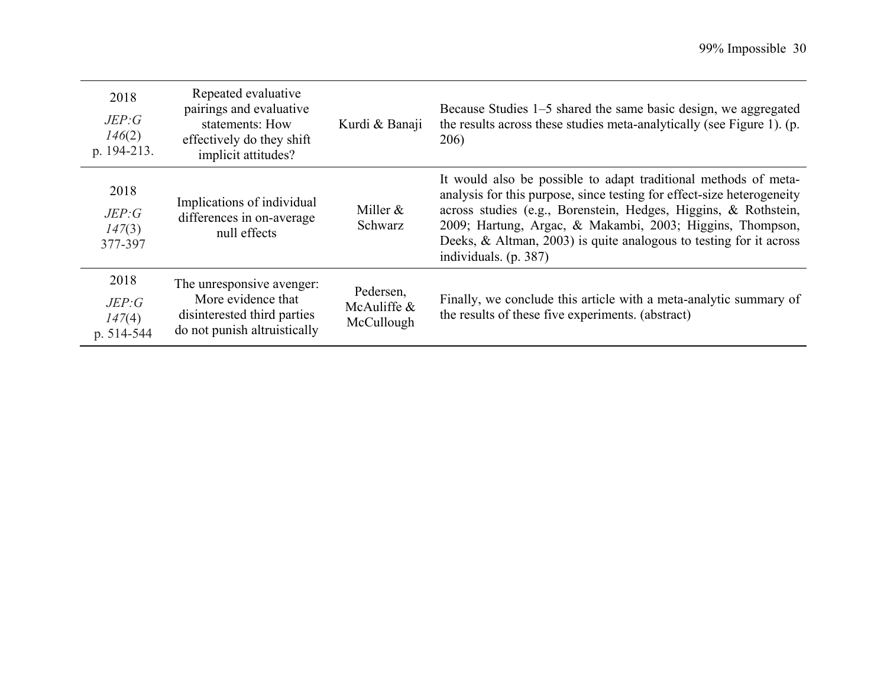| | | | |
|---|---|---|---|
| 2018 *JEP:G* *146*(2) p. 194-213. | Repeated evaluative pairings and evaluative statements: How effectively do they shift implicit attitudes? | Kurdi & Banaji | Because Studies 1–5 shared the same basic design, we aggregated the results across these studies meta-analytically (see Figure 1). (p. 206) |
| 2018 *JEP:G* *147*(3) 377-397 | Implications of individual differences in on-average null effects | Miller & Schwarz | It would also be possible to adapt traditional methods of meta-analysis for this purpose, since testing for effect-size heterogeneity across studies (e.g., Borenstein, Hedges, Higgins, & Rothstein, 2009; Hartung, Argac, & Makambi, 2003; Higgins, Thompson, Deeks, & Altman, 2003) is quite analogous to testing for it across individuals. (p. 387) |
| 2018 *JEP:G* *147*(4) p. 514-544 | The unresponsive avenger: More evidence that disinterested third parties do not punish altruistically | Pedersen, McAuliffe & McCullough | Finally, we conclude this article with a meta-analytic summary of the results of these five experiments. (abstract) |